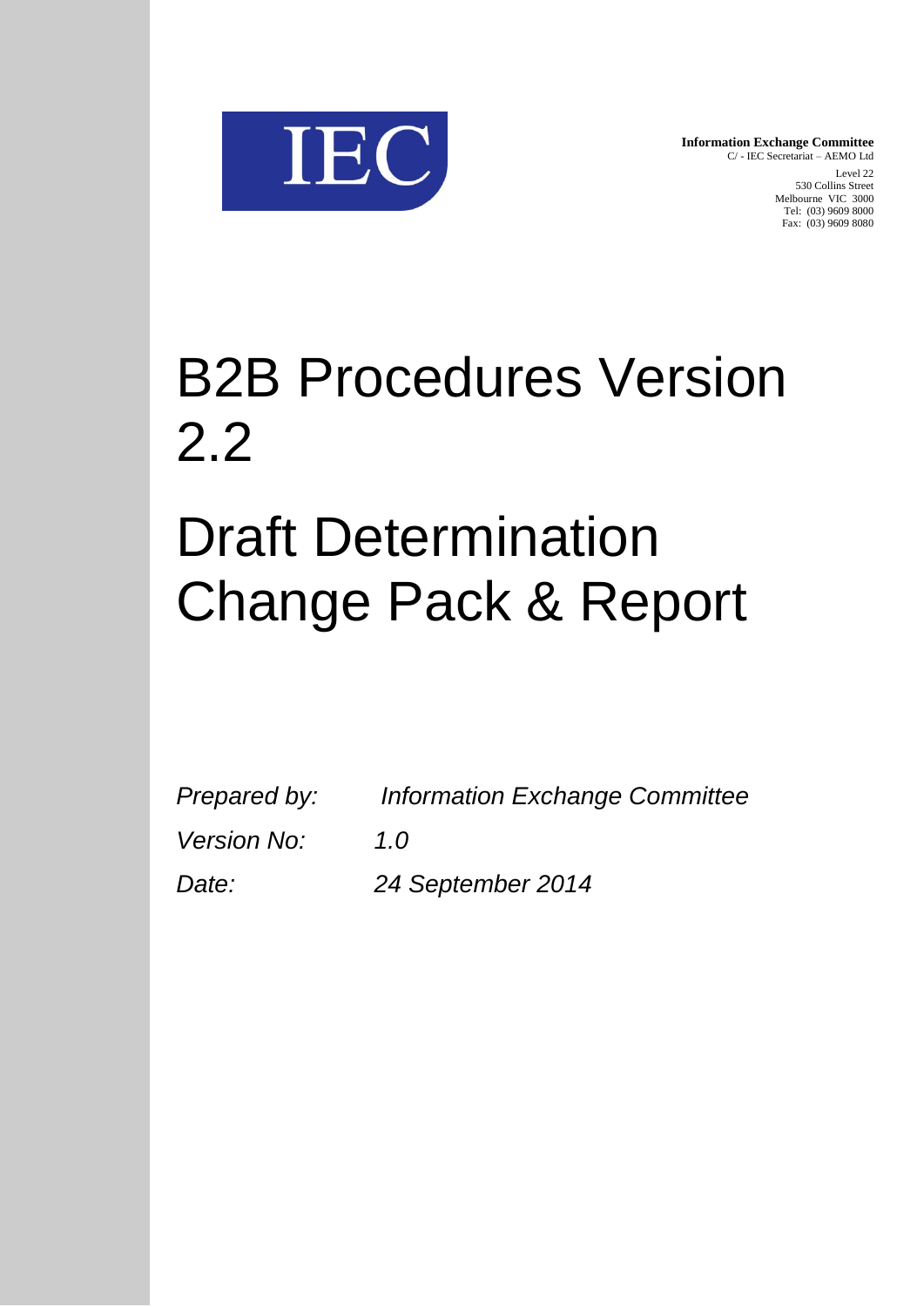IEC

**Information Exchange Committee**
C/ - IEC Secretariat – AEMO Ltd
Level 22
530 Collins Street
Melbourne VIC 3000
Tel: (03) 9609 8000
Fax: (03) 9609 8080

# B2B Procedures Version 2.2

# Draft Determination Change Pack & Report

*Prepared by:* *Information Exchange Committee*

*Version No:* *1.0*

*Date:* *24 September 2014*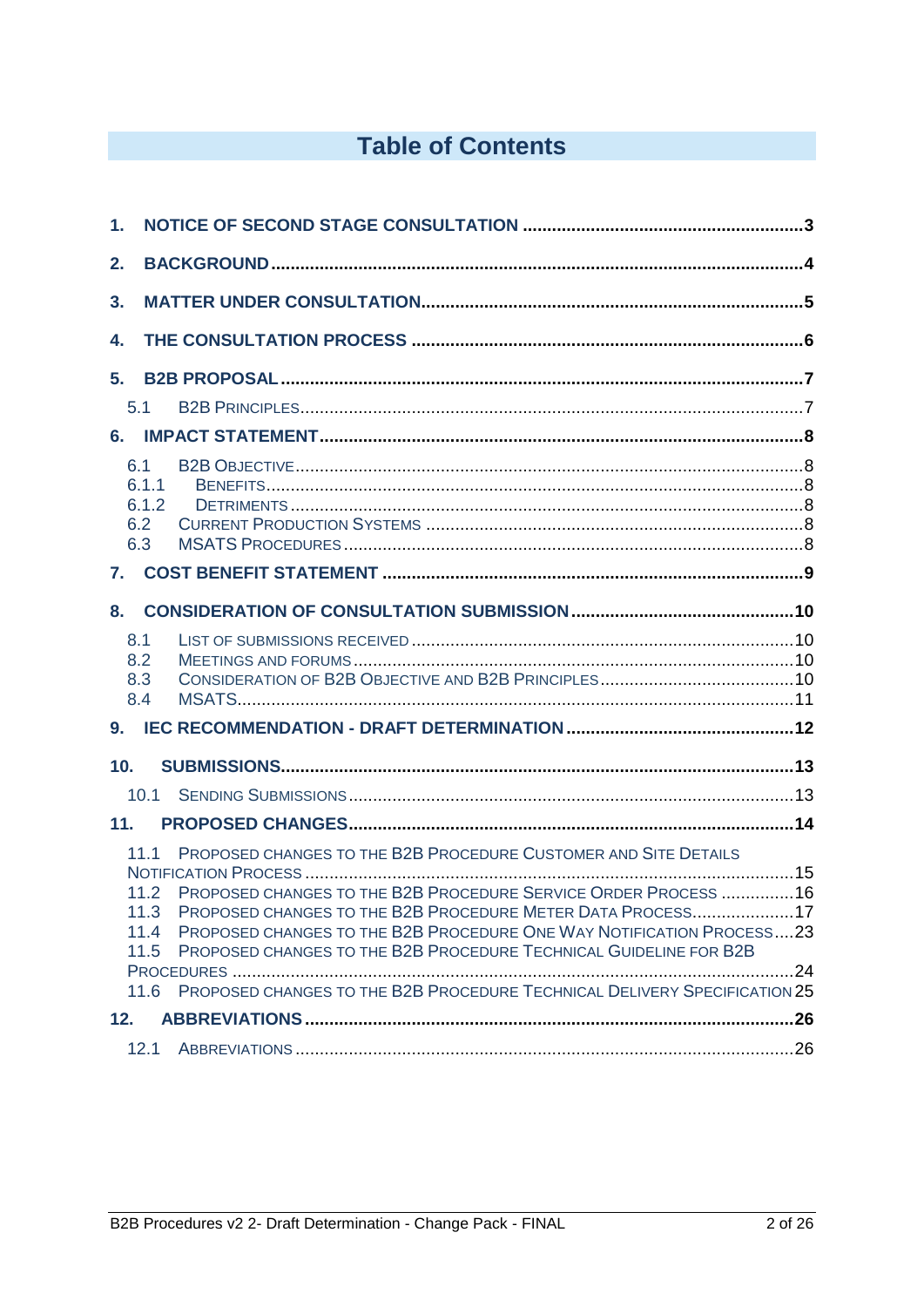# Table of Contents

1. NOTICE OF SECOND STAGE CONSULTATION ... 3
2. BACKGROUND ... 4
3. MATTER UNDER CONSULTATION ... 5
4. THE CONSULTATION PROCESS ... 6
5. B2B PROPOSAL ... 7
   - 5.1 B2B PRINCIPLES ... 7
6. IMPACT STATEMENT ... 8
   - 6.1 B2B OBJECTIVE ... 8
   - 6.1.1 BENEFITS ... 8
   - 6.1.2 DETRIMENTS ... 8
   - 6.2 CURRENT PRODUCTION SYSTEMS ... 8
   - 6.3 MSATS PROCEDURES ... 8
7. COST BENEFIT STATEMENT ... 9
8. CONSIDERATION OF CONSULTATION SUBMISSION ... 10
   - 8.1 LIST OF SUBMISSIONS RECEIVED ... 10
   - 8.2 MEETINGS AND FORUMS ... 10
   - 8.3 CONSIDERATION OF B2B OBJECTIVE AND B2B PRINCIPLES ... 10
   - 8.4 MSATS ... 11
9. IEC RECOMMENDATION - DRAFT DETERMINATION ... 12
10. SUBMISSIONS ... 13
    - 10.1 SENDING SUBMISSIONS ... 13
11. PROPOSED CHANGES ... 14
    - 11.1 PROPOSED CHANGES TO THE B2B PROCEDURE CUSTOMER AND SITE DETAILS NOTIFICATION PROCESS ... 15
    - 11.2 PROPOSED CHANGES TO THE B2B PROCEDURE SERVICE ORDER PROCESS ... 16
    - 11.3 PROPOSED CHANGES TO THE B2B PROCEDURE METER DATA PROCESS ... 17
    - 11.4 PROPOSED CHANGES TO THE B2B PROCEDURE ONE WAY NOTIFICATION PROCESS ... 23
    - 11.5 PROPOSED CHANGES TO THE B2B PROCEDURE TECHNICAL GUIDELINE FOR B2B PROCEDURES ... 24
    - 11.6 PROPOSED CHANGES TO THE B2B PROCEDURE TECHNICAL DELIVERY SPECIFICATION ... 25
12. ABBREVIATIONS ... 26
    - 12.1 ABBREVIATIONS ... 26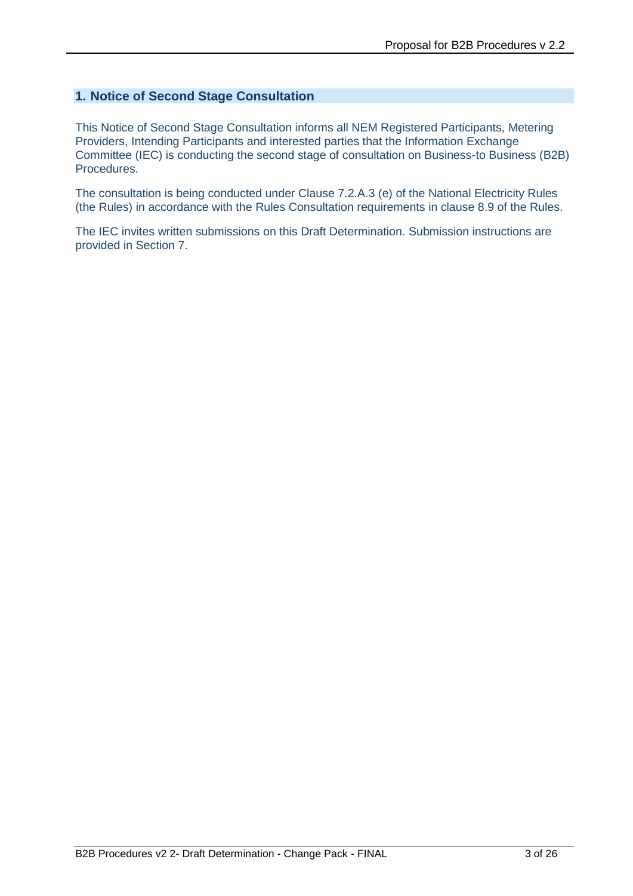## 1. Notice of Second Stage Consultation

This Notice of Second Stage Consultation informs all NEM Registered Participants, Metering Providers, Intending Participants and interested parties that the Information Exchange Committee (IEC) is conducting the second stage of consultation on Business-to Business (B2B) Procedures.

The consultation is being conducted under Clause 7.2.A.3 (e) of the National Electricity Rules (the Rules) in accordance with the Rules Consultation requirements in clause 8.9 of the Rules.

The IEC invites written submissions on this Draft Determination. Submission instructions are provided in Section 7.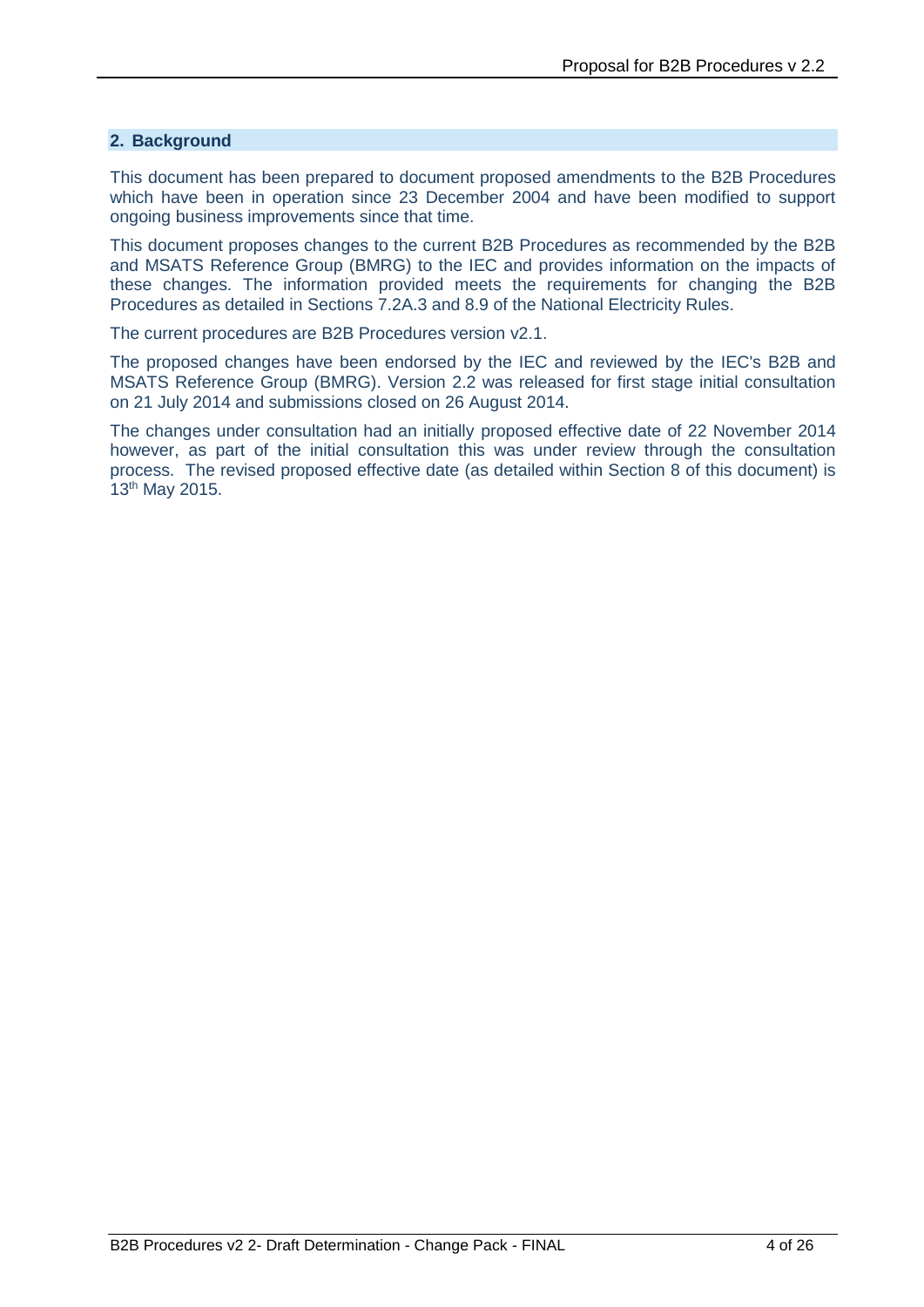## 2. Background

This document has been prepared to document proposed amendments to the B2B Procedures which have been in operation since 23 December 2004 and have been modified to support ongoing business improvements since that time.

This document proposes changes to the current B2B Procedures as recommended by the B2B and MSATS Reference Group (BMRG) to the IEC and provides information on the impacts of these changes. The information provided meets the requirements for changing the B2B Procedures as detailed in Sections 7.2A.3 and 8.9 of the National Electricity Rules.

The current procedures are B2B Procedures version v2.1.

The proposed changes have been endorsed by the IEC and reviewed by the IEC's B2B and MSATS Reference Group (BMRG). Version 2.2 was released for first stage initial consultation on 21 July 2014 and submissions closed on 26 August 2014.

The changes under consultation had an initially proposed effective date of 22 November 2014 however, as part of the initial consultation this was under review through the consultation process. The revised proposed effective date (as detailed within Section 8 of this document) is 13th May 2015.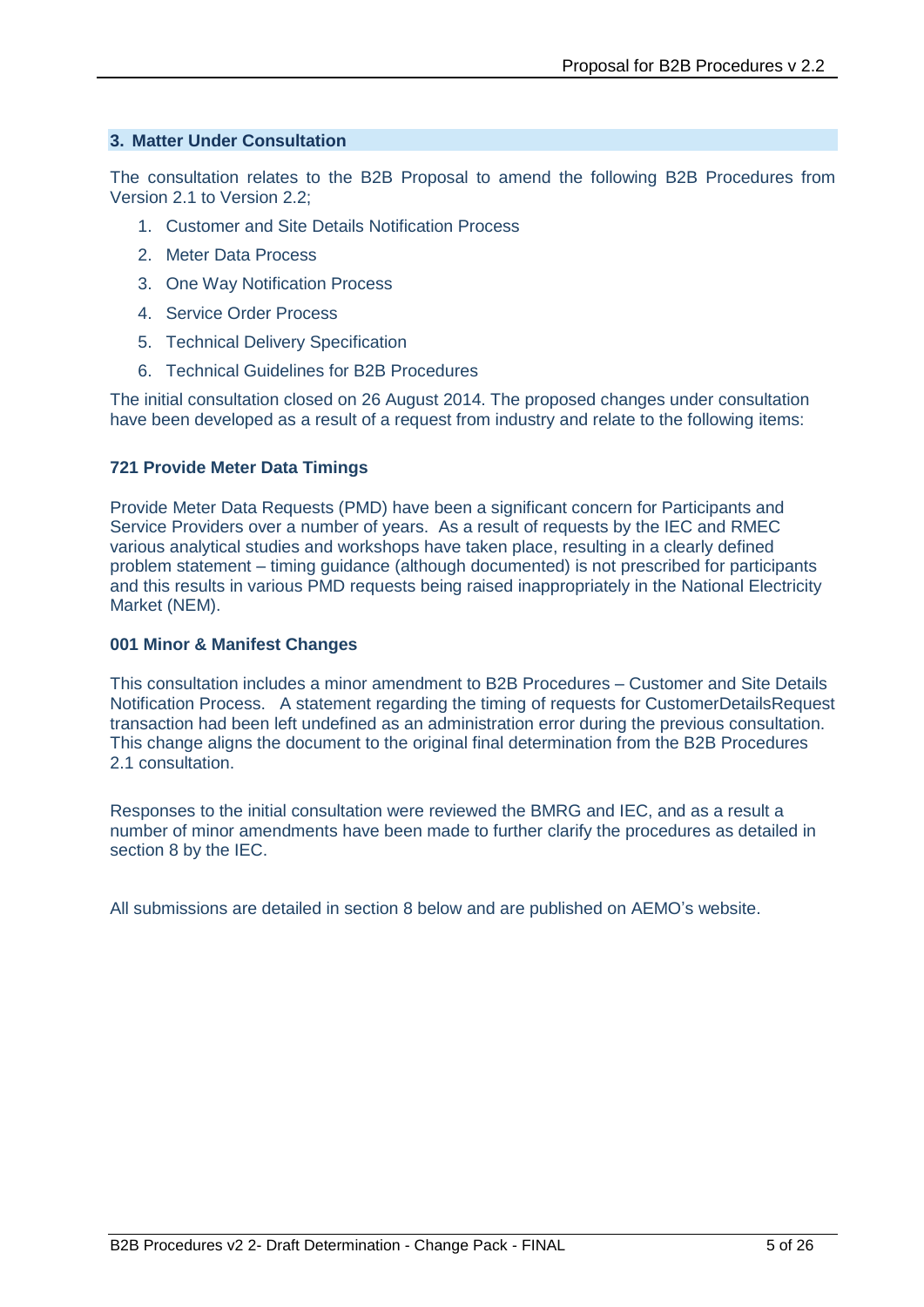## 3. Matter Under Consultation

The consultation relates to the B2B Proposal to amend the following B2B Procedures from Version 2.1 to Version 2.2;

1. Customer and Site Details Notification Process
2. Meter Data Process
3. One Way Notification Process
4. Service Order Process
5. Technical Delivery Specification
6. Technical Guidelines for B2B Procedures

The initial consultation closed on 26 August 2014. The proposed changes under consultation have been developed as a result of a request from industry and relate to the following items:

**721 Provide Meter Data Timings**

Provide Meter Data Requests (PMD) have been a significant concern for Participants and Service Providers over a number of years. As a result of requests by the IEC and RMEC various analytical studies and workshops have taken place, resulting in a clearly defined problem statement – timing guidance (although documented) is not prescribed for participants and this results in various PMD requests being raised inappropriately in the National Electricity Market (NEM).

**001 Minor & Manifest Changes**

This consultation includes a minor amendment to B2B Procedures – Customer and Site Details Notification Process. A statement regarding the timing of requests for CustomerDetailsRequest transaction had been left undefined as an administration error during the previous consultation. This change aligns the document to the original final determination from the B2B Procedures 2.1 consultation.

Responses to the initial consultation were reviewed the BMRG and IEC, and as a result a number of minor amendments have been made to further clarify the procedures as detailed in section 8 by the IEC.

All submissions are detailed in section 8 below and are published on AEMO's website.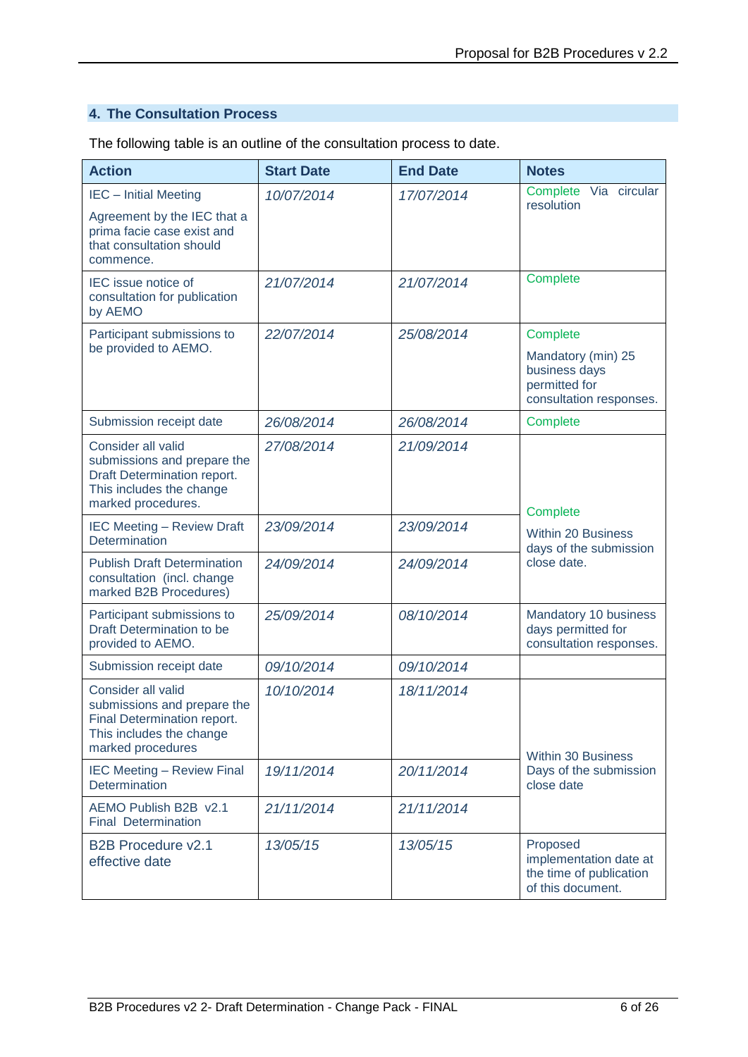## 4. The Consultation Process

The following table is an outline of the consultation process to date.

| Action | Start Date | End Date | Notes |
|---|---|---|---|
| IEC – Initial Meeting<br><br>Agreement by the IEC that a prima facie case exist and that consultation should commence. | *10/07/2014* | *17/07/2014* | Complete Via circular resolution |
| IEC issue notice of consultation for publication by AEMO | *21/07/2014* | *21/07/2014* | Complete |
| Participant submissions to be provided to AEMO. | *22/07/2014* | *25/08/2014* | Complete<br><br>Mandatory (min) 25 business days permitted for consultation responses. |
| Submission receipt date | *26/08/2014* | *26/08/2014* | Complete |
| Consider all valid submissions and prepare the Draft Determination report. This includes the change marked procedures. | *27/08/2014* | *21/09/2014* | Complete<br><br>Within 20 Business days of the submission close date. |
| IEC Meeting – Review Draft Determination | *23/09/2014* | *23/09/2014* | |
| Publish Draft Determination consultation (incl. change marked B2B Procedures) | *24/09/2014* | *24/09/2014* | |
| Participant submissions to Draft Determination to be provided to AEMO. | *25/09/2014* | *08/10/2014* | Mandatory 10 business days permitted for consultation responses. |
| Submission receipt date | *09/10/2014* | *09/10/2014* | |
| Consider all valid submissions and prepare the Final Determination report. This includes the change marked procedures | *10/10/2014* | *18/11/2014* | Within 30 Business Days of the submission close date |
| IEC Meeting – Review Final Determination | *19/11/2014* | *20/11/2014* | |
| AEMO Publish B2B v2.1 Final Determination | *21/11/2014* | *21/11/2014* | |
| B2B Procedure v2.1 effective date | *13/05/15* | *13/05/15* | Proposed implementation date at the time of publication of this document. |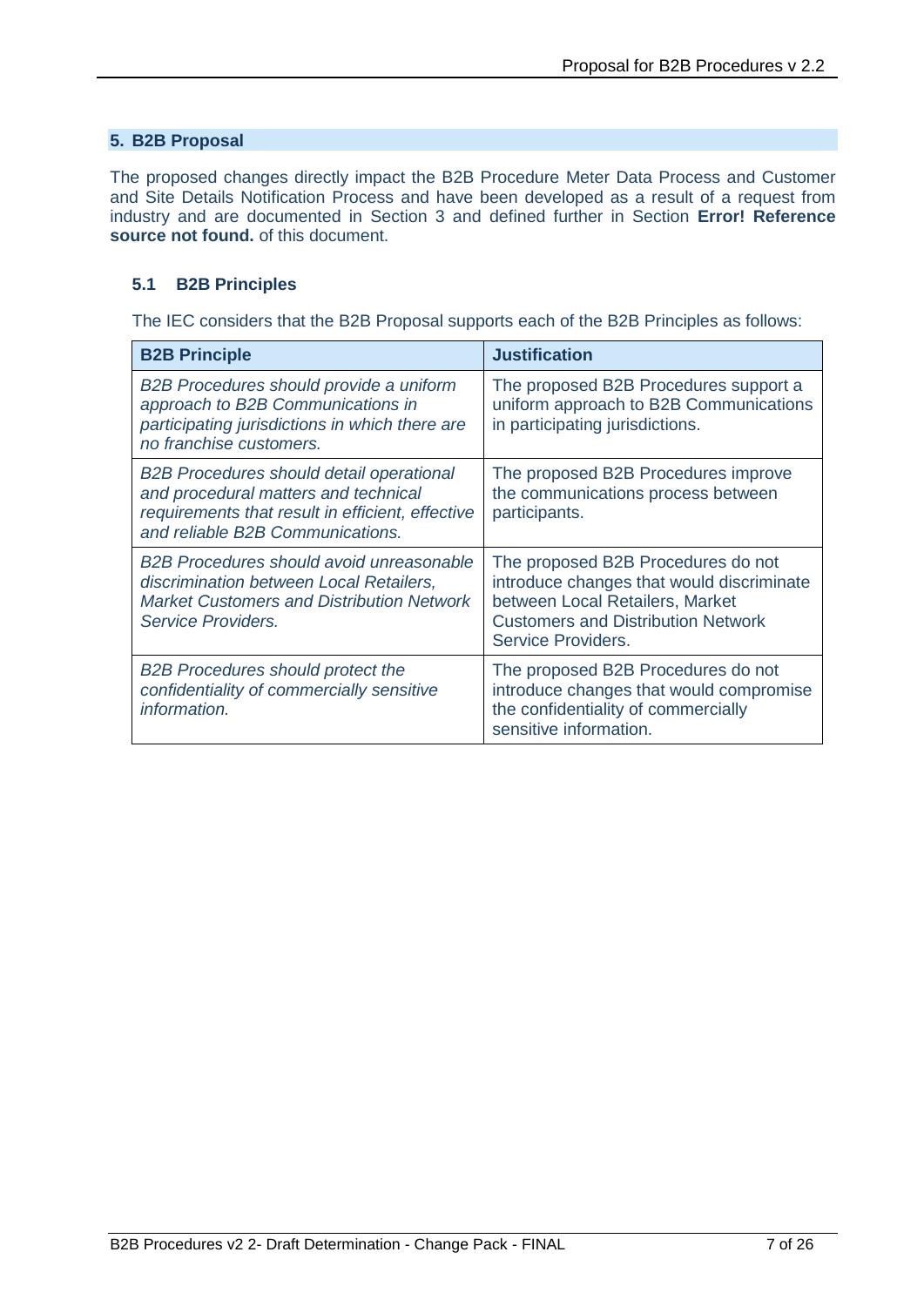## 5. B2B Proposal

The proposed changes directly impact the B2B Procedure Meter Data Process and Customer and Site Details Notification Process and have been developed as a result of a request from industry and are documented in Section 3 and defined further in Section **Error! Reference source not found.** of this document.

### 5.1 B2B Principles

The IEC considers that the B2B Proposal supports each of the B2B Principles as follows:

| **B2B Principle** | **Justification** |
|---|---|
| *B2B Procedures should provide a uniform approach to B2B Communications in participating jurisdictions in which there are no franchise customers.* | The proposed B2B Procedures support a uniform approach to B2B Communications in participating jurisdictions. |
| *B2B Procedures should detail operational and procedural matters and technical requirements that result in efficient, effective and reliable B2B Communications.* | The proposed B2B Procedures improve the communications process between participants. |
| *B2B Procedures should avoid unreasonable discrimination between Local Retailers, Market Customers and Distribution Network Service Providers.* | The proposed B2B Procedures do not introduce changes that would discriminate between Local Retailers, Market Customers and Distribution Network Service Providers. |
| *B2B Procedures should protect the confidentiality of commercially sensitive information.* | The proposed B2B Procedures do not introduce changes that would compromise the confidentiality of commercially sensitive information. |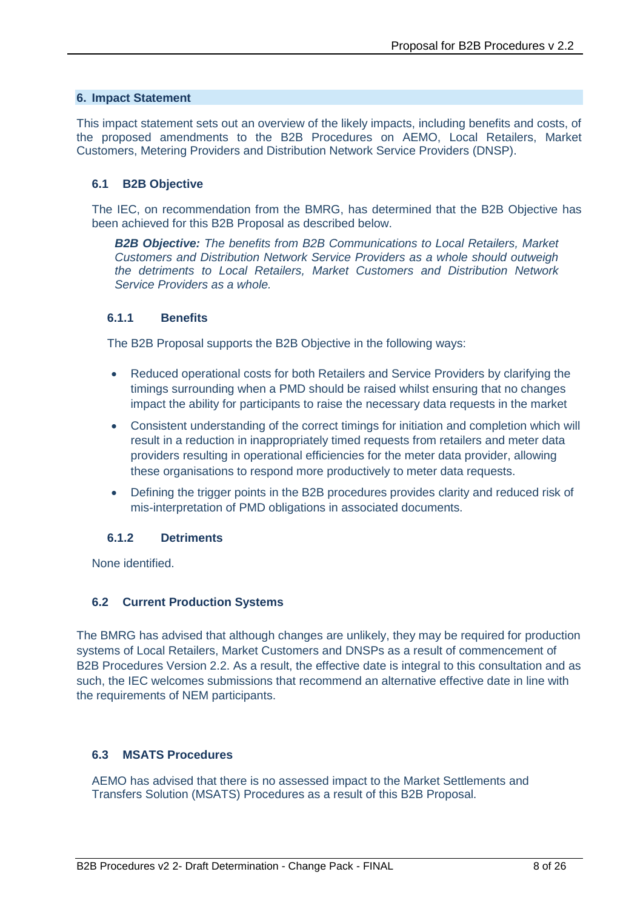## 6. Impact Statement

This impact statement sets out an overview of the likely impacts, including benefits and costs, of the proposed amendments to the B2B Procedures on AEMO, Local Retailers, Market Customers, Metering Providers and Distribution Network Service Providers (DNSP).

### 6.1 B2B Objective

The IEC, on recommendation from the BMRG, has determined that the B2B Objective has been achieved for this B2B Proposal as described below.

> ***B2B Objective:*** *The benefits from B2B Communications to Local Retailers, Market Customers and Distribution Network Service Providers as a whole should outweigh the detriments to Local Retailers, Market Customers and Distribution Network Service Providers as a whole.*

#### 6.1.1 Benefits

The B2B Proposal supports the B2B Objective in the following ways:

- Reduced operational costs for both Retailers and Service Providers by clarifying the timings surrounding when a PMD should be raised whilst ensuring that no changes impact the ability for participants to raise the necessary data requests in the market
- Consistent understanding of the correct timings for initiation and completion which will result in a reduction in inappropriately timed requests from retailers and meter data providers resulting in operational efficiencies for the meter data provider, allowing these organisations to respond more productively to meter data requests.
- Defining the trigger points in the B2B procedures provides clarity and reduced risk of mis-interpretation of PMD obligations in associated documents.

#### 6.1.2 Detriments

None identified.

### 6.2 Current Production Systems

The BMRG has advised that although changes are unlikely, they may be required for production systems of Local Retailers, Market Customers and DNSPs as a result of commencement of B2B Procedures Version 2.2. As a result, the effective date is integral to this consultation and as such, the IEC welcomes submissions that recommend an alternative effective date in line with the requirements of NEM participants.

### 6.3 MSATS Procedures

AEMO has advised that there is no assessed impact to the Market Settlements and Transfers Solution (MSATS) Procedures as a result of this B2B Proposal.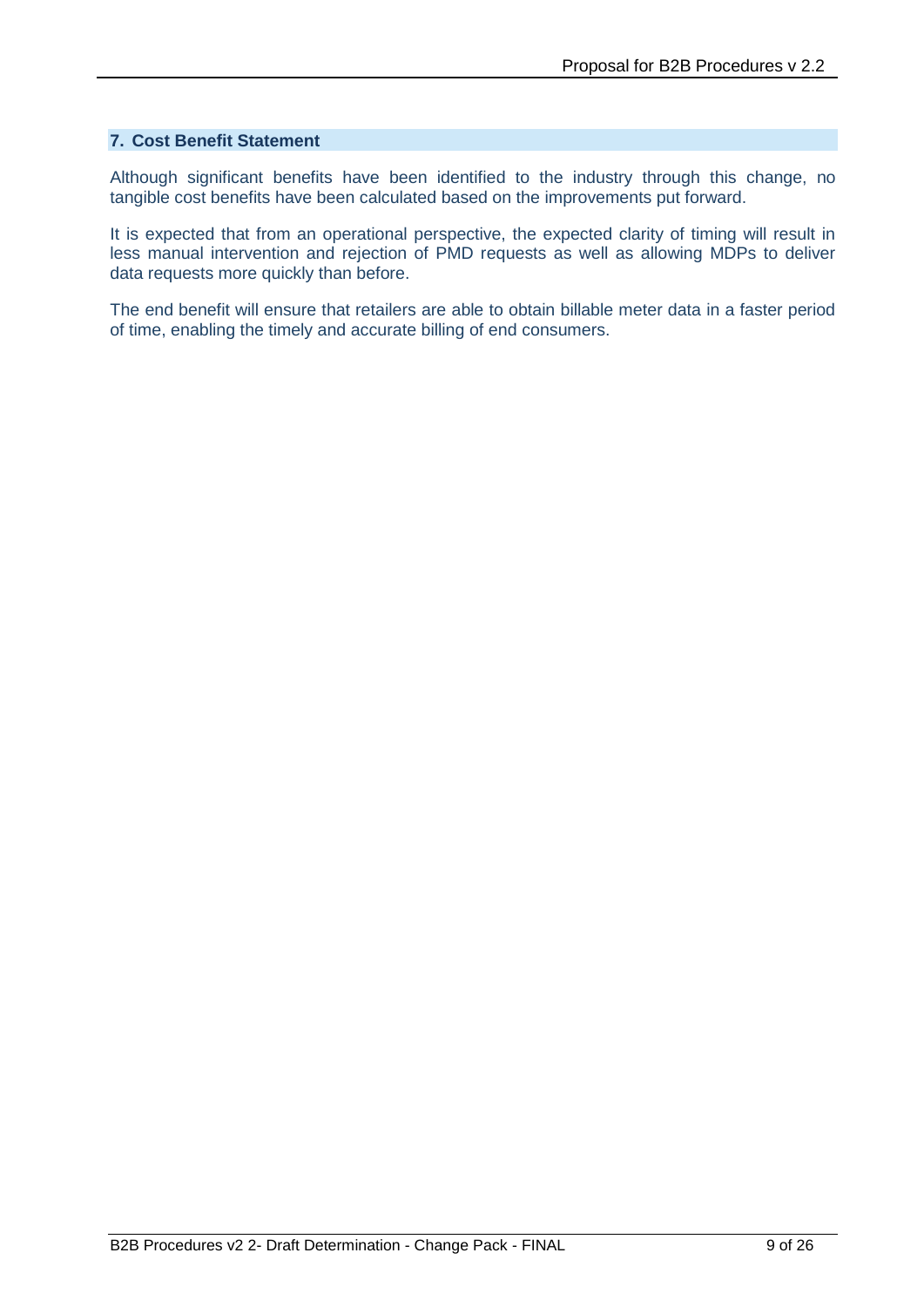## 7. Cost Benefit Statement

Although significant benefits have been identified to the industry through this change, no tangible cost benefits have been calculated based on the improvements put forward.

It is expected that from an operational perspective, the expected clarity of timing will result in less manual intervention and rejection of PMD requests as well as allowing MDPs to deliver data requests more quickly than before.

The end benefit will ensure that retailers are able to obtain billable meter data in a faster period of time, enabling the timely and accurate billing of end consumers.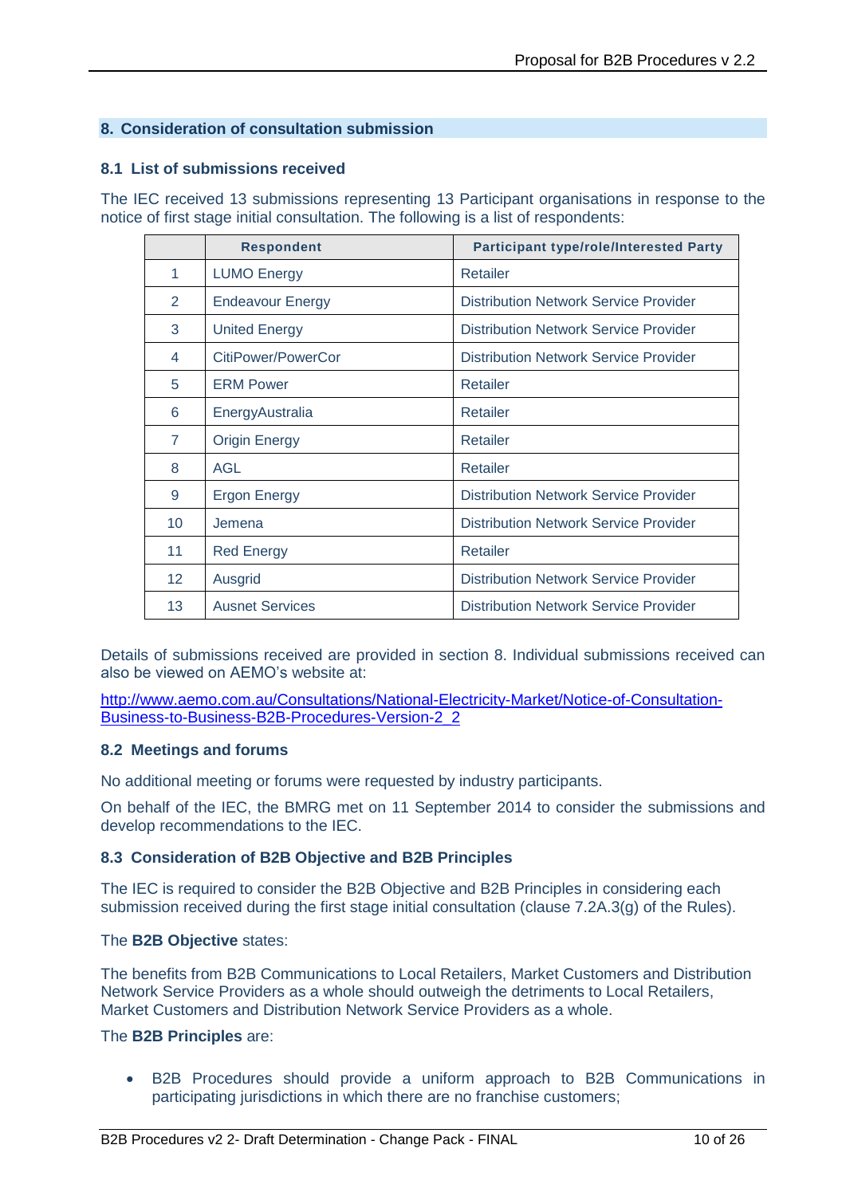## 8. Consideration of consultation submission

### 8.1 List of submissions received

The IEC received 13 submissions representing 13 Participant organisations in response to the notice of first stage initial consultation. The following is a list of respondents:

| | Respondent | Participant type/role/Interested Party |
|---|---|---|
| 1 | LUMO Energy | Retailer |
| 2 | Endeavour Energy | Distribution Network Service Provider |
| 3 | United Energy | Distribution Network Service Provider |
| 4 | CitiPower/PowerCor | Distribution Network Service Provider |
| 5 | ERM Power | Retailer |
| 6 | EnergyAustralia | Retailer |
| 7 | Origin Energy | Retailer |
| 8 | AGL | Retailer |
| 9 | Ergon Energy | Distribution Network Service Provider |
| 10 | Jemena | Distribution Network Service Provider |
| 11 | Red Energy | Retailer |
| 12 | Ausgrid | Distribution Network Service Provider |
| 13 | Ausnet Services | Distribution Network Service Provider |

Details of submissions received are provided in section 8. Individual submissions received can also be viewed on AEMO's website at:

http://www.aemo.com.au/Consultations/National-Electricity-Market/Notice-of-Consultation-Business-to-Business-B2B-Procedures-Version-2_2

### 8.2 Meetings and forums

No additional meeting or forums were requested by industry participants.

On behalf of the IEC, the BMRG met on 11 September 2014 to consider the submissions and develop recommendations to the IEC.

### 8.3 Consideration of B2B Objective and B2B Principles

The IEC is required to consider the B2B Objective and B2B Principles in considering each submission received during the first stage initial consultation (clause 7.2A.3(g) of the Rules).

The **B2B Objective** states:

The benefits from B2B Communications to Local Retailers, Market Customers and Distribution Network Service Providers as a whole should outweigh the detriments to Local Retailers, Market Customers and Distribution Network Service Providers as a whole.

The **B2B Principles** are:

- B2B Procedures should provide a uniform approach to B2B Communications in participating jurisdictions in which there are no franchise customers;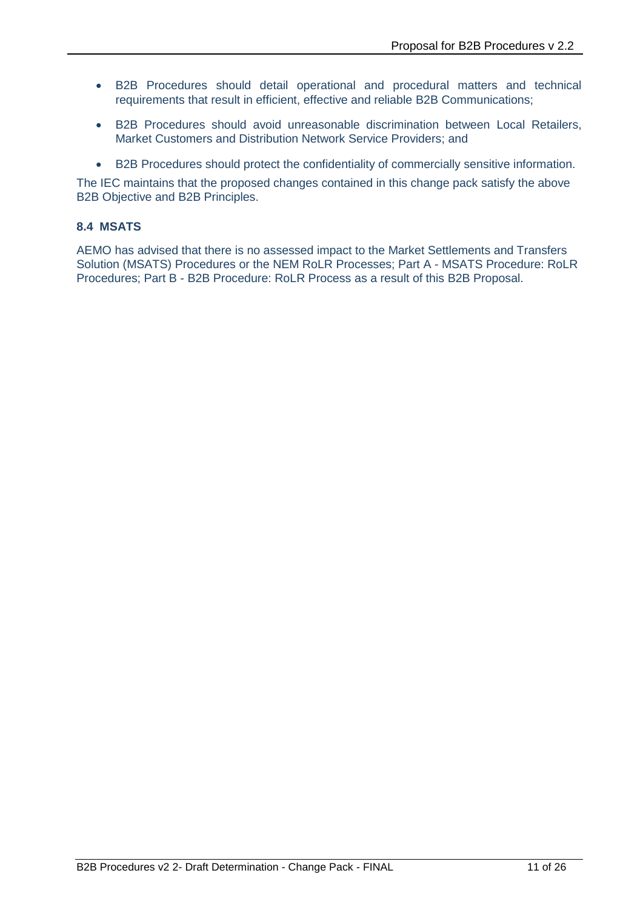- B2B Procedures should detail operational and procedural matters and technical requirements that result in efficient, effective and reliable B2B Communications;
- B2B Procedures should avoid unreasonable discrimination between Local Retailers, Market Customers and Distribution Network Service Providers; and
- B2B Procedures should protect the confidentiality of commercially sensitive information.

The IEC maintains that the proposed changes contained in this change pack satisfy the above B2B Objective and B2B Principles.

### 8.4 MSATS

AEMO has advised that there is no assessed impact to the Market Settlements and Transfers Solution (MSATS) Procedures or the NEM RoLR Processes; Part A - MSATS Procedure: RoLR Procedures; Part B - B2B Procedure: RoLR Process as a result of this B2B Proposal.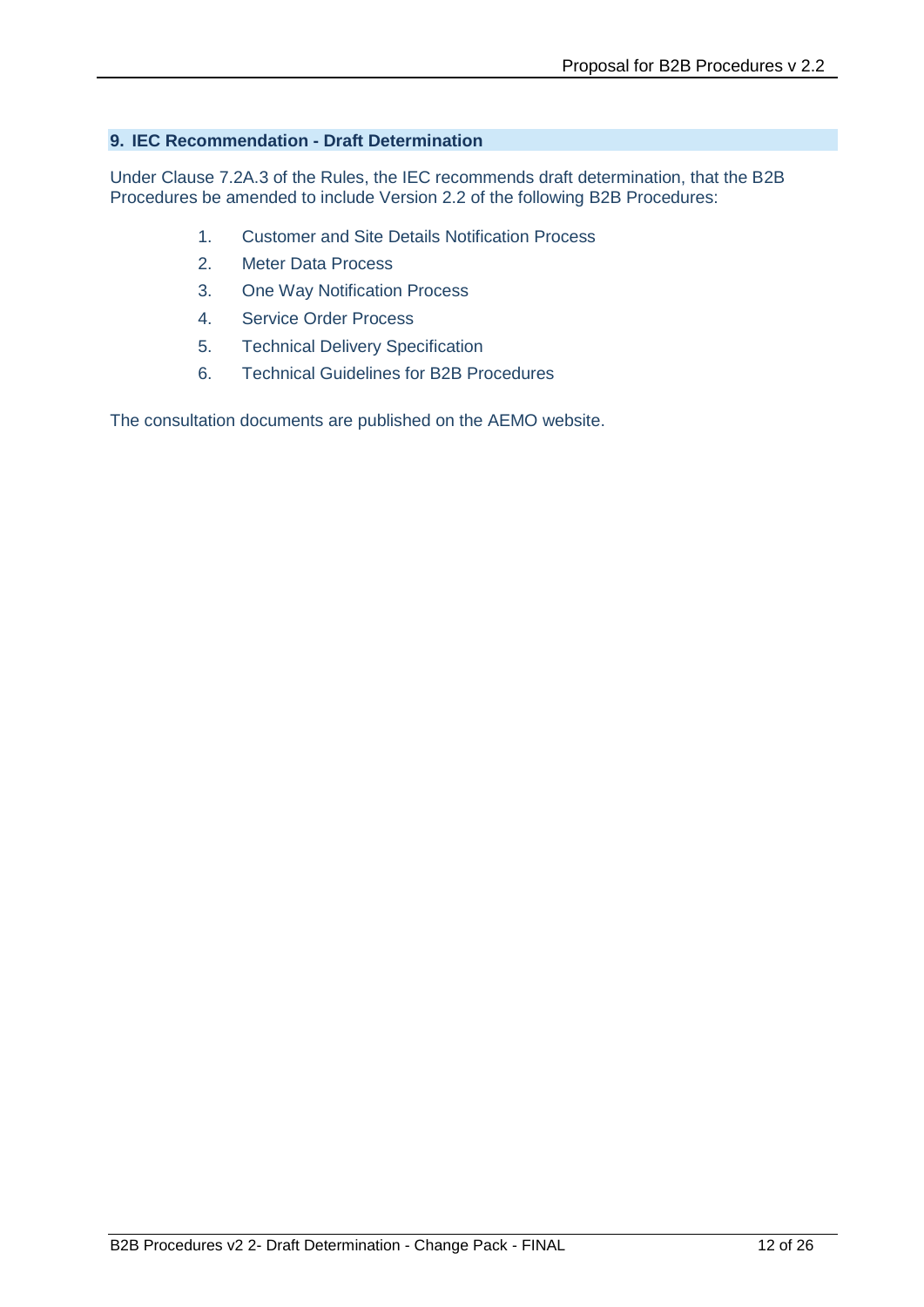## 9. IEC Recommendation - Draft Determination

Under Clause 7.2A.3 of the Rules, the IEC recommends draft determination, that the B2B Procedures be amended to include Version 2.2 of the following B2B Procedures:

1. Customer and Site Details Notification Process
2. Meter Data Process
3. One Way Notification Process
4. Service Order Process
5. Technical Delivery Specification
6. Technical Guidelines for B2B Procedures

The consultation documents are published on the AEMO website.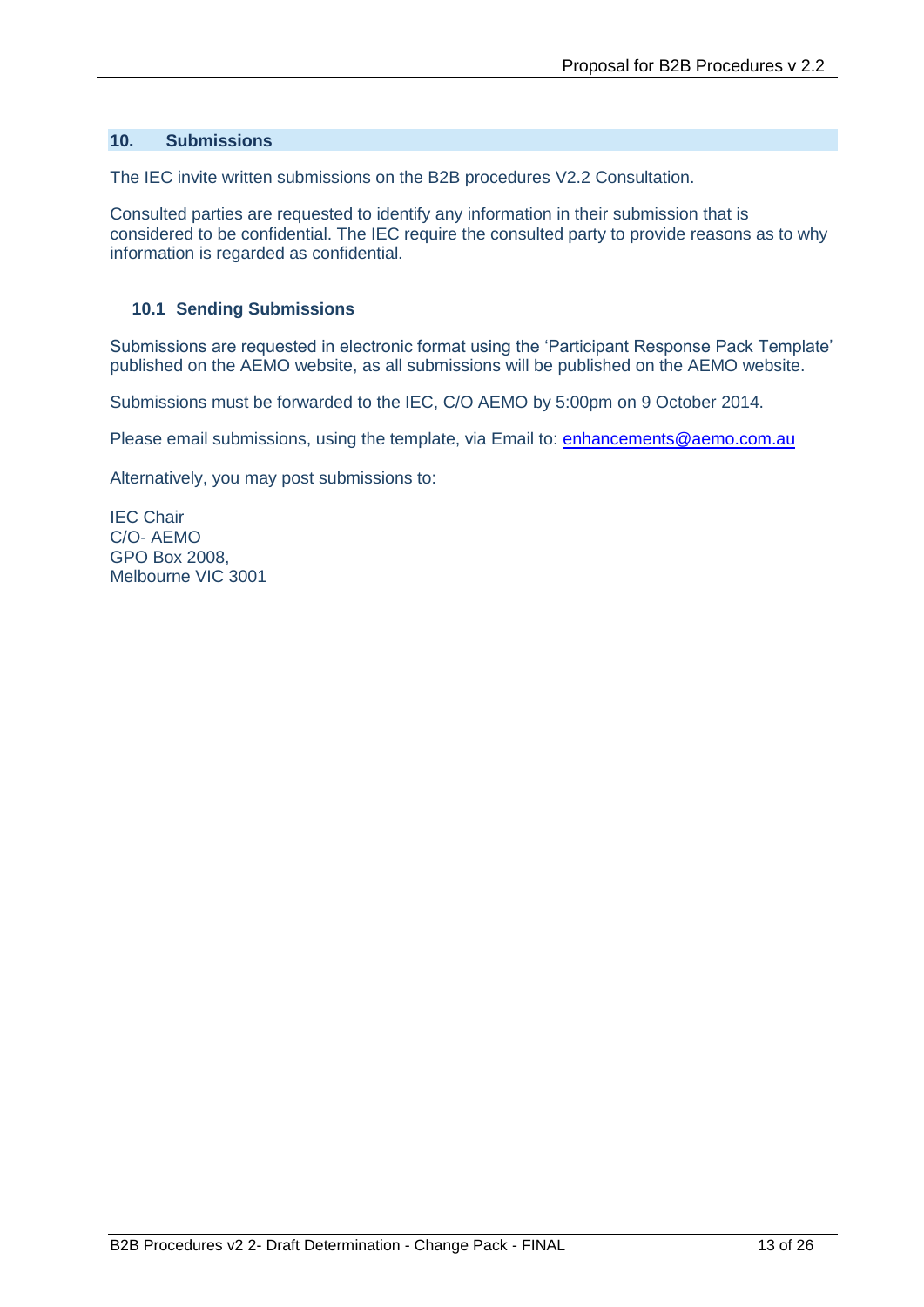## 10. Submissions

The IEC invite written submissions on the B2B procedures V2.2 Consultation.

Consulted parties are requested to identify any information in their submission that is considered to be confidential. The IEC require the consulted party to provide reasons as to why information is regarded as confidential.

### 10.1 Sending Submissions

Submissions are requested in electronic format using the 'Participant Response Pack Template' published on the AEMO website, as all submissions will be published on the AEMO website.

Submissions must be forwarded to the IEC, C/O AEMO by 5:00pm on 9 October 2014.

Please email submissions, using the template, via Email to: enhancements@aemo.com.au

Alternatively, you may post submissions to:

IEC Chair  
C/O- AEMO  
GPO Box 2008,  
Melbourne VIC 3001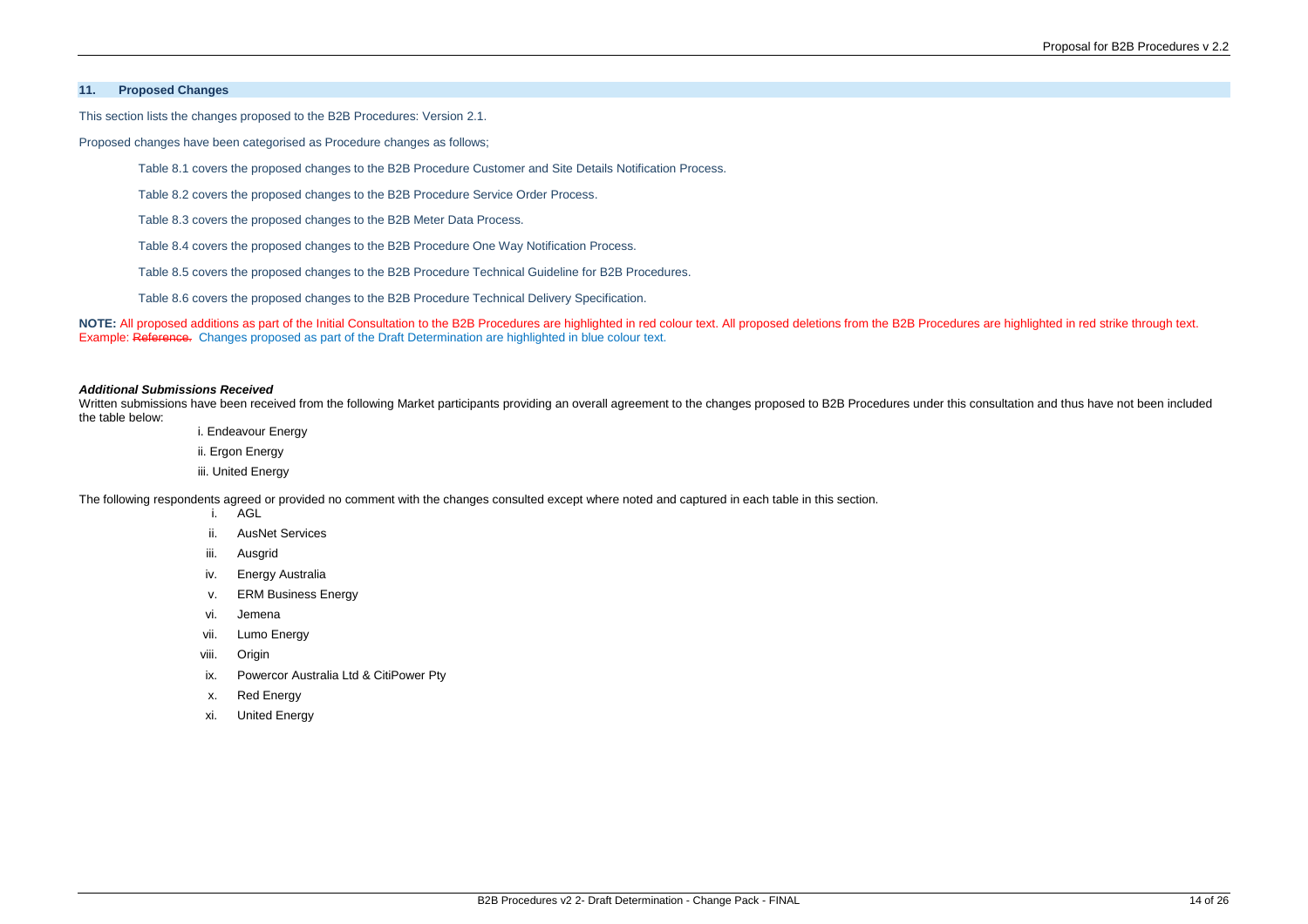## 11. Proposed Changes

This section lists the changes proposed to the B2B Procedures: Version 2.1.

Proposed changes have been categorised as Procedure changes as follows;

Table 8.1 covers the proposed changes to the B2B Procedure Customer and Site Details Notification Process.

Table 8.2 covers the proposed changes to the B2B Procedure Service Order Process.

Table 8.3 covers the proposed changes to the B2B Meter Data Process.

Table 8.4 covers the proposed changes to the B2B Procedure One Way Notification Process.

Table 8.5 covers the proposed changes to the B2B Procedure Technical Guideline for B2B Procedures.

Table 8.6 covers the proposed changes to the B2B Procedure Technical Delivery Specification.

**NOTE:** All proposed additions as part of the Initial Consultation to the B2B Procedures are highlighted in red colour text. All proposed deletions from the B2B Procedures are highlighted in red strike through text. Example: ~~Reference.~~ Changes proposed as part of the Draft Determination are highlighted in blue colour text.

***Additional Submissions Received***

Written submissions have been received from the following Market participants providing an overall agreement to the changes proposed to B2B Procedures under this consultation and thus have not been included the table below:

i. Endeavour Energy

ii. Ergon Energy

iii. United Energy

The following respondents agreed or provided no comment with the changes consulted except where noted and captured in each table in this section.

i. AGL
ii. AusNet Services
iii. Ausgrid
iv. Energy Australia
v. ERM Business Energy
vi. Jemena
vii. Lumo Energy
viii. Origin
ix. Powercor Australia Ltd & CitiPower Pty
x. Red Energy
xi. United Energy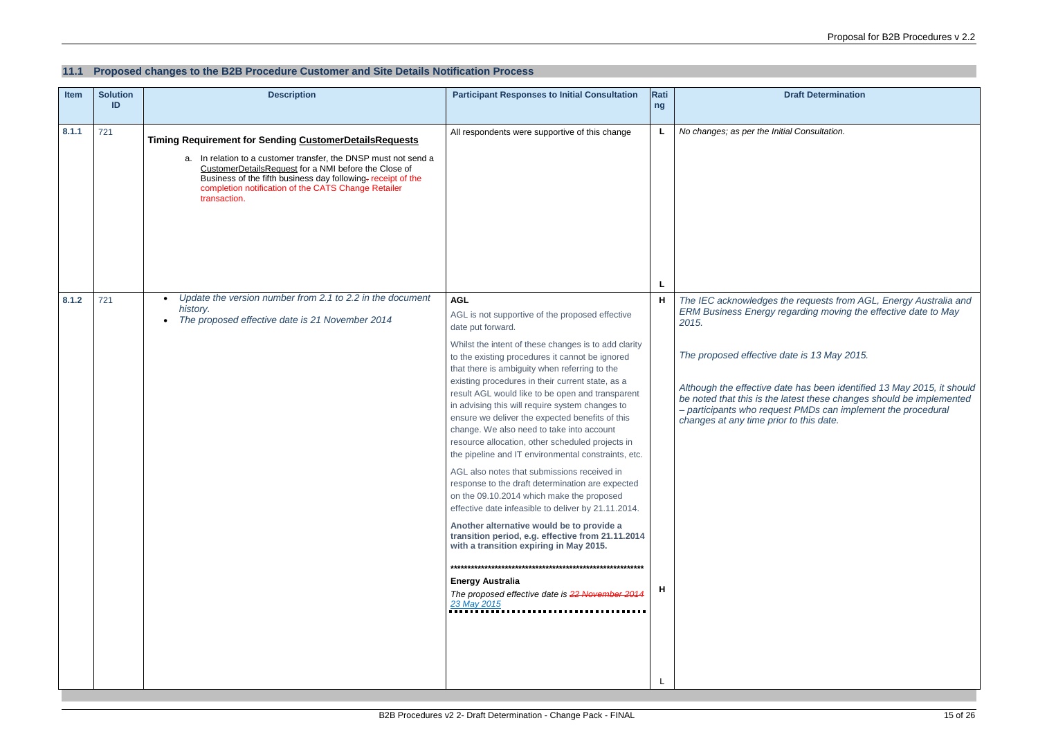## 11.1 Proposed changes to the B2B Procedure Customer and Site Details Notification Process

| Item | Solution ID | Description | Participant Responses to Initial Consultation | Rating | Draft Determination |
|---|---|---|---|---|---|
| 8.1.1 | 721 | **Timing Requirement for Sending CustomerDetailsRequests**<br>a. In relation to a customer transfer, the DNSP must not send a CustomerDetailsRequest for a NMI before the Close of Business of the fifth business day following ~~.~~ receipt of the completion notification of the CATS Change Retailer transaction. | All respondents were supportive of this change | L<br>L | *No changes; as per the Initial Consultation.* |
| 8.1.2 | 721 | • *Update the version number from 2.1 to 2.2 in the document history.*<br>• *The proposed effective date is 21 November 2014* | **AGL**<br>AGL is not supportive of the proposed effective date put forward.<br>Whilst the intent of these changes is to add clarity to the existing procedures it cannot be ignored that there is ambiguity when referring to the existing procedures in their current state, as a result AGL would like to be open and transparent in advising this will require system changes to ensure we deliver the expected benefits of this change. We also need to take into account resource allocation, other scheduled projects in the pipeline and IT environmental constraints, etc.<br>AGL also notes that submissions received in response to the draft determination are expected on the 09.10.2014 which make the proposed effective date infeasible to deliver by 21.11.2014.<br>**Another alternative would be to provide a transition period, e.g. effective from 21.11.2014 with a transition expiring in May 2015.**<br>*******************************************************<br>**Energy Australia**<br>*The proposed effective date is ~~22 November 2014~~ 23 May 2015* | H<br>H<br>L | *The IEC acknowledges the requests from AGL, Energy Australia and ERM Business Energy regarding moving the effective date to May 2015.*<br>*The proposed effective date is 13 May 2015.*<br>*Although the effective date has been identified 13 May 2015, it should be noted that this is the latest these changes should be implemented – participants who request PMDs can implement the procedural changes at any time prior to this date.* |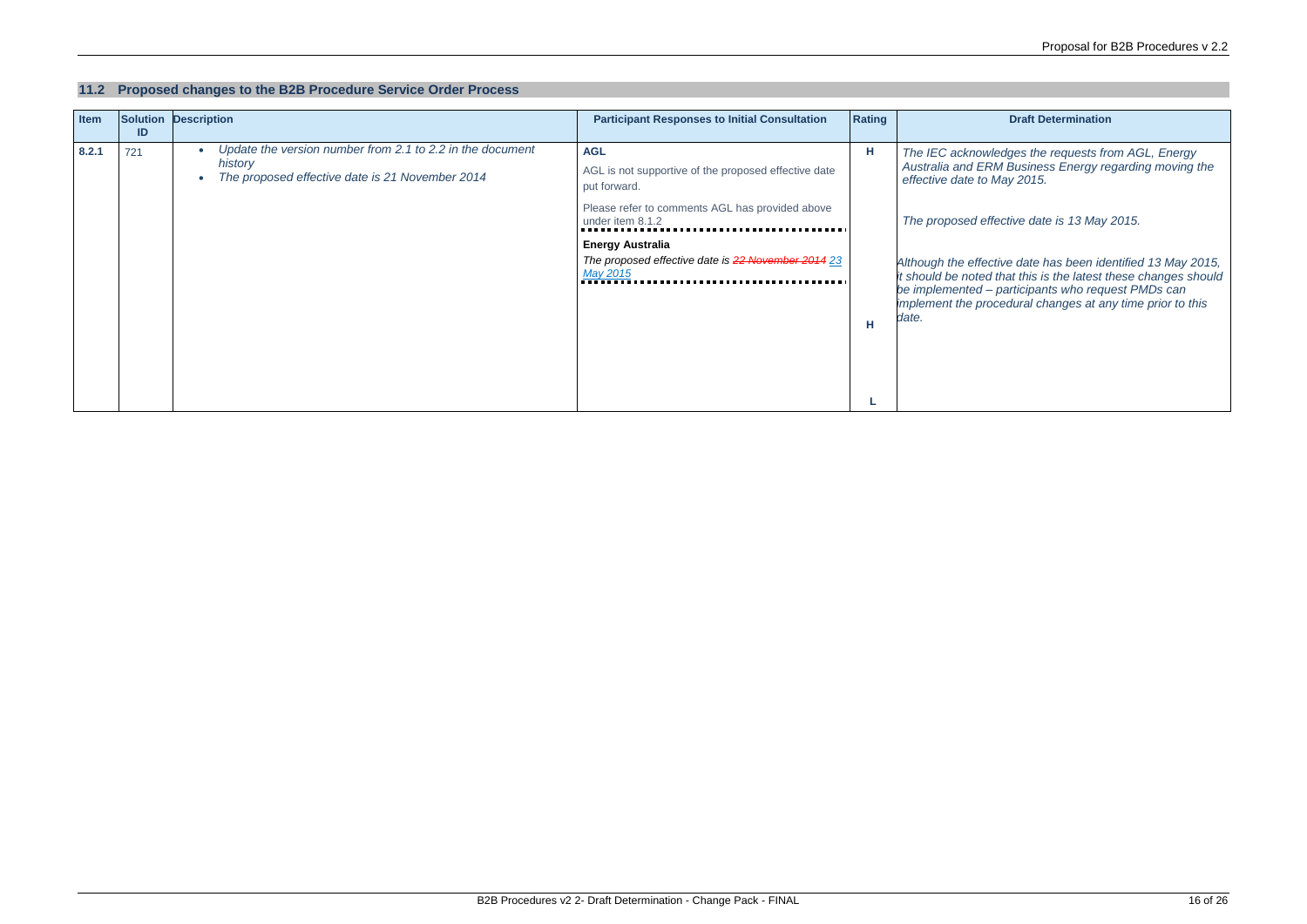## 11.2 Proposed changes to the B2B Procedure Service Order Process

| Item | Solution ID | Description | Participant Responses to Initial Consultation | Rating | Draft Determination |
|---|---|---|---|---|---|
| 8.2.1 | 721 | • *Update the version number from 2.1 to 2.2 in the document history*<br>• *The proposed effective date is 21 November 2014* | **AGL**<br>AGL is not supportive of the proposed effective date put forward.<br>Please refer to comments AGL has provided above under item 8.1.2<br>**Energy Australia**<br>*The proposed effective date is ~~22 November 2014~~ 23 May 2015* | H<br>H<br>L | *The IEC acknowledges the requests from AGL, Energy Australia and ERM Business Energy regarding moving the effective date to May 2015.*<br>*The proposed effective date is 13 May 2015.*<br>*Although the effective date has been identified 13 May 2015, it should be noted that this is the latest these changes should be implemented – participants who request PMDs can implement the procedural changes at any time prior to this date.* |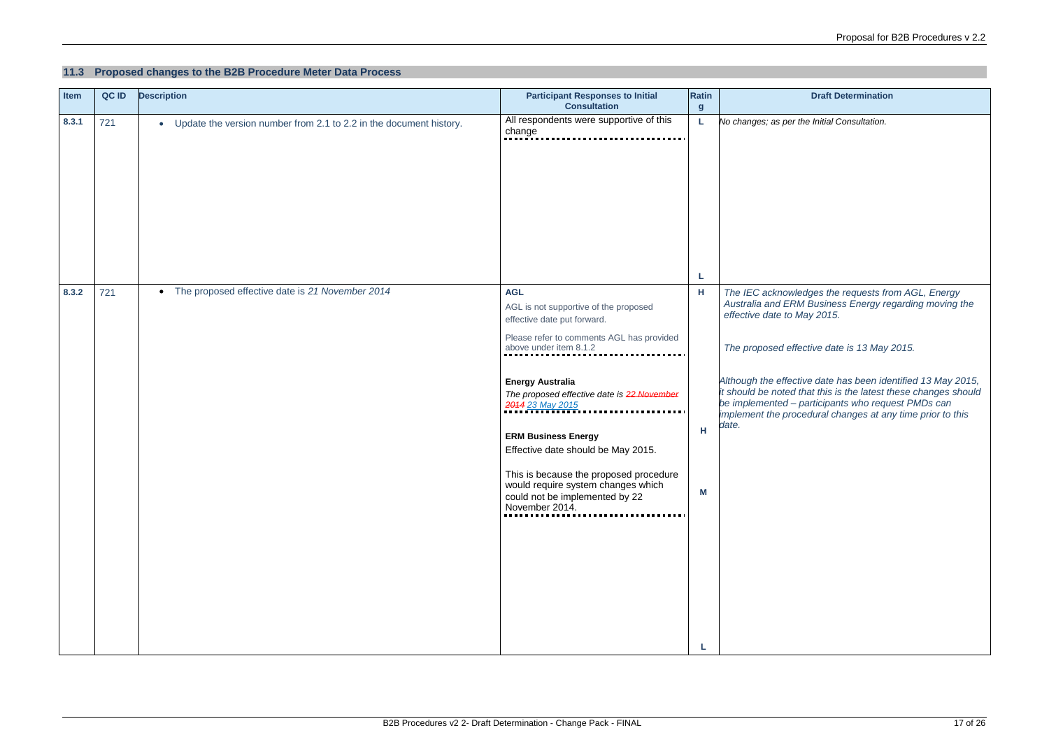## 11.3 Proposed changes to the B2B Procedure Meter Data Process

| Item | QC ID | Description | Participant Responses to Initial Consultation | Rating | Draft Determination |
|---|---|---|---|---|---|
| 8.3.1 | 721 | • Update the version number from 2.1 to 2.2 in the document history. | All respondents were supportive of this change | L<br><br>L | *No changes; as per the Initial Consultation.* |
| 8.3.2 | 721 | • The proposed effective date is *21 November 2014* | **AGL**<br>AGL is not supportive of the proposed effective date put forward.<br>Please refer to comments AGL has provided above under item 8.1.2<br><br>**Energy Australia**<br>*The proposed effective date is ~~22 November 2014~~ 23 May 2015*<br><br>**ERM Business Energy**<br>Effective date should be May 2015.<br>This is because the proposed procedure would require system changes which could not be implemented by 22 November 2014. | H<br><br>H<br><br>M<br><br>L | *The IEC acknowledges the requests from AGL, Energy Australia and ERM Business Energy regarding moving the effective date to May 2015.*<br><br>*The proposed effective date is 13 May 2015.*<br><br>*Although the effective date has been identified 13 May 2015, it should be noted that this is the latest these changes should be implemented – participants who request PMDs can implement the procedural changes at any time prior to this date.* |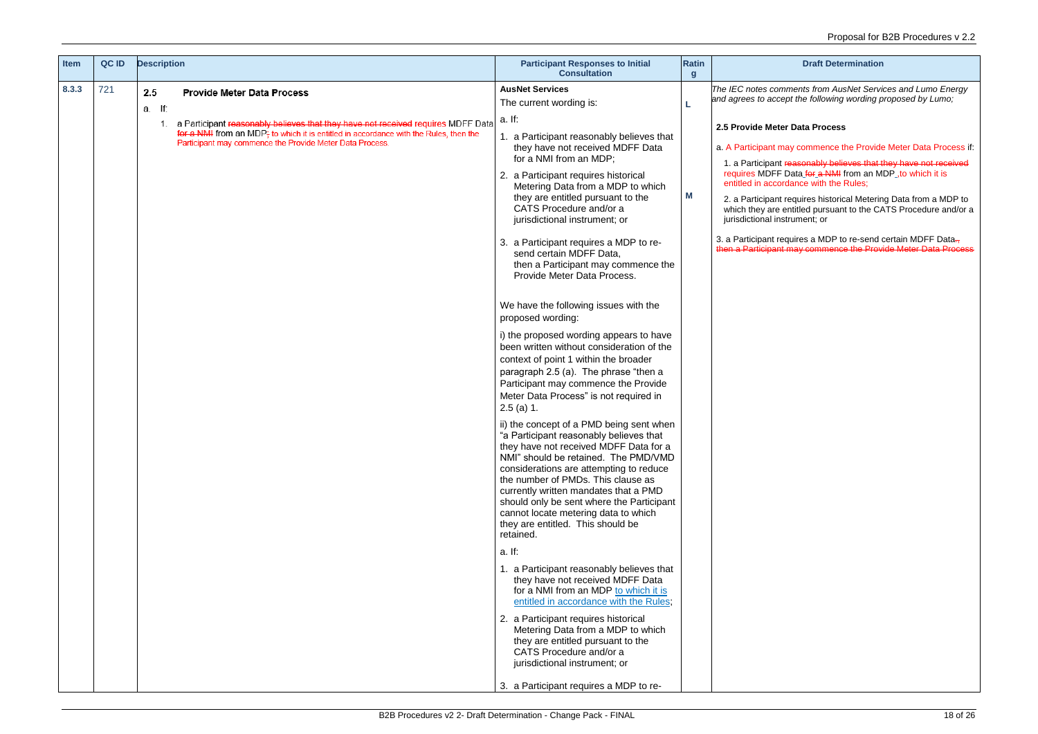| Item | QC ID | Description | Participant Responses to Initial Consultation | Rating | Draft Determination |
|---|---|---|---|---|---|
| 8.3.3 | 721 | **2.5 Provide Meter Data Process**<br><br>a. If:<br><br>1. a Participant ~~reasonably believes that they have not received~~ requires MDFF Data ~~for a NMI~~ from an MDP~~,~~ to which it is entitled in accordance with the Rules, then the Participant may commence the Provide Meter Data Process. | **AusNet Services**<br><br>The current wording is:<br><br>a. If:<br><br>1. a Participant reasonably believes that they have not received MDFF Data for a NMI from an MDP;<br><br>2. a Participant requires historical Metering Data from a MDP to which they are entitled pursuant to the CATS Procedure and/or a jurisdictional instrument; or<br><br>3. a Participant requires a MDP to re-send certain MDFF Data, then a Participant may commence the Provide Meter Data Process.<br><br>We have the following issues with the proposed wording:<br><br>i) the proposed wording appears to have been written without consideration of the context of point 1 within the broader paragraph 2.5 (a). The phrase "then a Participant may commence the Provide Meter Data Process" is not required in 2.5 (a) 1.<br><br>ii) the concept of a PMD being sent when "a Participant reasonably believes that they have not received MDFF Data for a NMI" should be retained. The PMD/VMD considerations are attempting to reduce the number of PMDs. This clause as currently written mandates that a PMD should only be sent where the Participant cannot locate metering data to which they are entitled. This should be retained.<br><br>a. If:<br><br>1. a Participant reasonably believes that they have not received MDFF Data for a NMI from an MDP to which it is entitled in accordance with the Rules;<br><br>2. a Participant requires historical Metering Data from a MDP to which they are entitled pursuant to the CATS Procedure and/or a jurisdictional instrument; or<br><br>3. a Participant requires a MDP to re- | L<br><br>M | *The IEC notes comments from AusNet Services and Lumo Energy and agrees to accept the following wording proposed by Lumo;*<br><br>**2.5 Provide Meter Data Process**<br><br>a. A Participant may commence the Provide Meter Data Process if:<br><br>1. a Participant ~~reasonably believes that they have not received~~ requires MDFF Data ~~for a NMI~~ from an MDP, to which it is entitled in accordance with the Rules;<br><br>2. a Participant requires historical Metering Data from a MDP to which they are entitled pursuant to the CATS Procedure and/or a jurisdictional instrument; or<br><br>3. a Participant requires a MDP to re-send certain MDFF Data~~, then a Participant may commence the Provide Meter Data Process~~ |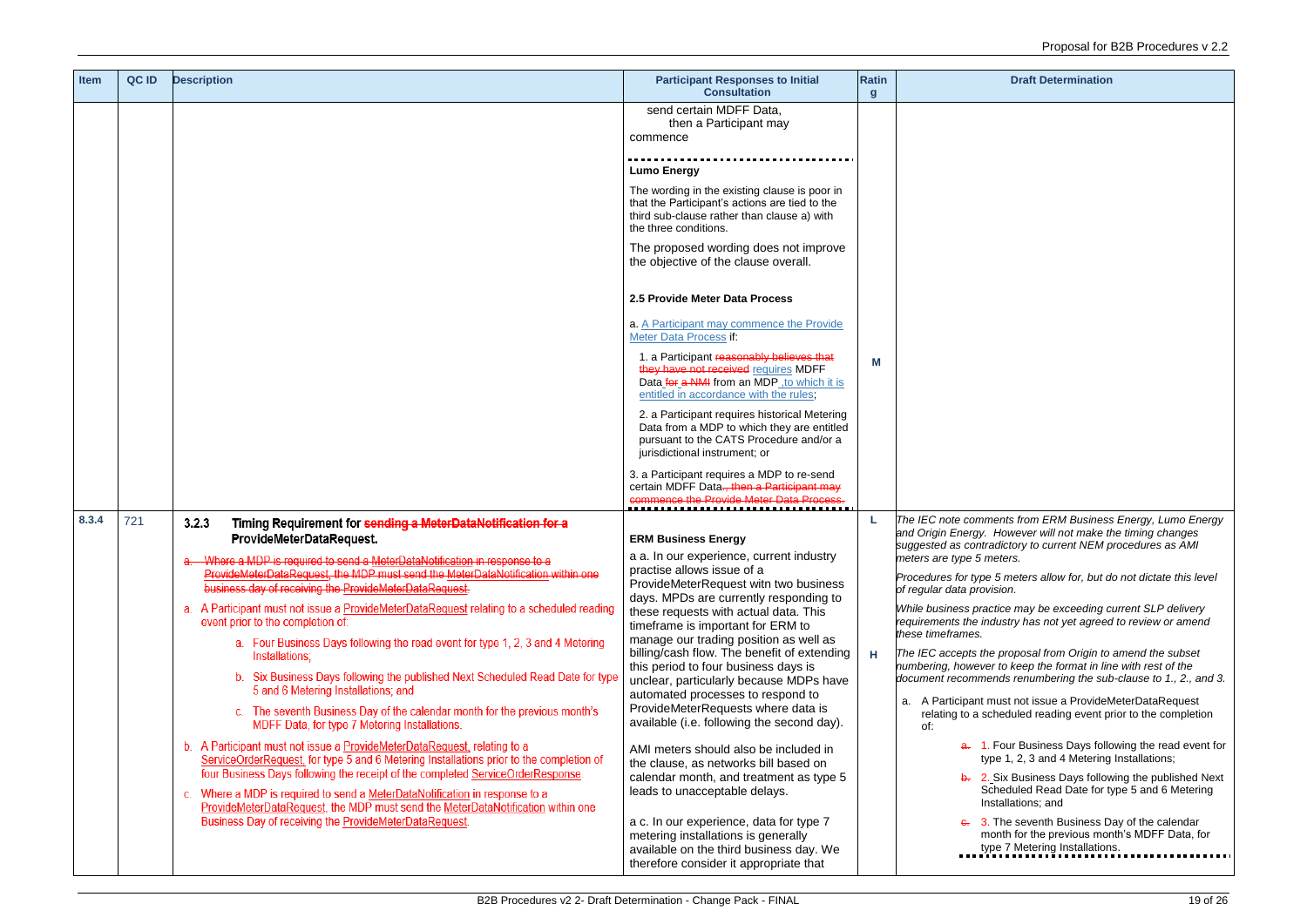| Item | QC ID | Description | Participant Responses to Initial Consultation | Rating | Draft Determination |
|---|---|---|---|---|---|
| | | | send certain MDFF Data, then a Participant may commence<br><br>**Lumo Energy**<br><br>The wording in the existing clause is poor in that the Participant's actions are tied to the third sub-clause rather than clause a) with the three conditions.<br><br>The proposed wording does not improve the objective of the clause overall.<br><br>**2.5 Provide Meter Data Process**<br><br>a. A Participant may commence the Provide Meter Data Process if:<br><br>1. a Participant ~~reasonably believes that they have not received~~ requires MDFF Data ~~for a NMI~~ from an MDP ,to which it is entitled in accordance with the rules;<br><br>2. a Participant requires historical Metering Data from a MDP to which they are entitled pursuant to the CATS Procedure and/or a jurisdictional instrument; or<br><br>3. a Participant requires a MDP to re-send certain MDFF Data~~., then a Participant may commence the Provide Meter Data Process.~~ | M | |
| 8.3.4 | 721 | **3.2.3 Timing Requirement for ~~sending a MeterDataNotification for a~~ ProvideMeterDataRequest.**<br><br>~~a. Where a MDP is required to send a MeterDataNotification in response to a ProvideMeterDataRequest, the MDP must send the MeterDataNotification within one business day of receiving the ProvideMeterDataRequest.~~<br><br>a. A Participant must not issue a ProvideMeterDataRequest relating to a scheduled reading event prior to the completion of:<br><br>a. Four Business Days following the read event for type 1, 2, 3 and 4 Metering Installations;<br><br>b. Six Business Days following the published Next Scheduled Read Date for type 5 and 6 Metering Installations; and<br><br>c. The seventh Business Day of the calendar month for the previous month's MDFF Data, for type 7 Metering Installations.<br><br>b. A Participant must not issue a ProvideMeterDataRequest, relating to a ServiceOrderRequest, for type 5 and 6 Metering Installations prior to the completion of four Business Days following the receipt of the completed ServiceOrderResponse.<br><br>c. Where a MDP is required to send a MeterDataNotification in response to a ProvideMeterDataRequest, the MDP must send the MeterDataNotification within one Business Day of receiving the ProvideMeterDataRequest. | **ERM Business Energy**<br><br>a a. In our experience, current industry practise allows issue of a ProvideMeterRequest witn two business days. MPDs are currently responding to these requests with actual data. This timeframe is important for ERM to manage our trading position as well as billing/cash flow. The benefit of extending this period to four business days is unclear, particularly because MDPs have automated processes to respond to ProvideMeterRequests where data is available (i.e. following the second day).<br><br>AMI meters should also be included in the clause, as networks bill based on calendar month, and treatment as type 5 leads to unacceptable delays.<br><br>a c. In our experience, data for type 7 metering installations is generally available on the third business day. We therefore consider it appropriate that | L<br><br>H | *The IEC note comments from ERM Business Energy, Lumo Energy and Origin Energy. However will not make the timing changes suggested as contradictory to current NEM procedures as AMI meters are type 5 meters.*<br><br>*Procedures for type 5 meters allow for, but do not dictate this level of regular data provision.*<br><br>*While business practice may be exceeding current SLP delivery requirements the industry has not yet agreed to review or amend these timeframes.*<br><br>*The IEC accepts the proposal from Origin to amend the subset numbering, however to keep the format in line with rest of the document recommends renumbering the sub-clause to 1., 2., and 3.*<br><br>a. A Participant must not issue a ProvideMeterDataRequest relating to a scheduled reading event prior to the completion of:<br><br>~~a.~~ 1. Four Business Days following the read event for type 1, 2, 3 and 4 Metering Installations;<br><br>~~b.~~ 2. Six Business Days following the published Next Scheduled Read Date for type 5 and 6 Metering Installations; and<br><br>~~c.~~ 3. The seventh Business Day of the calendar month for the previous month's MDFF Data, for type 7 Metering Installations. |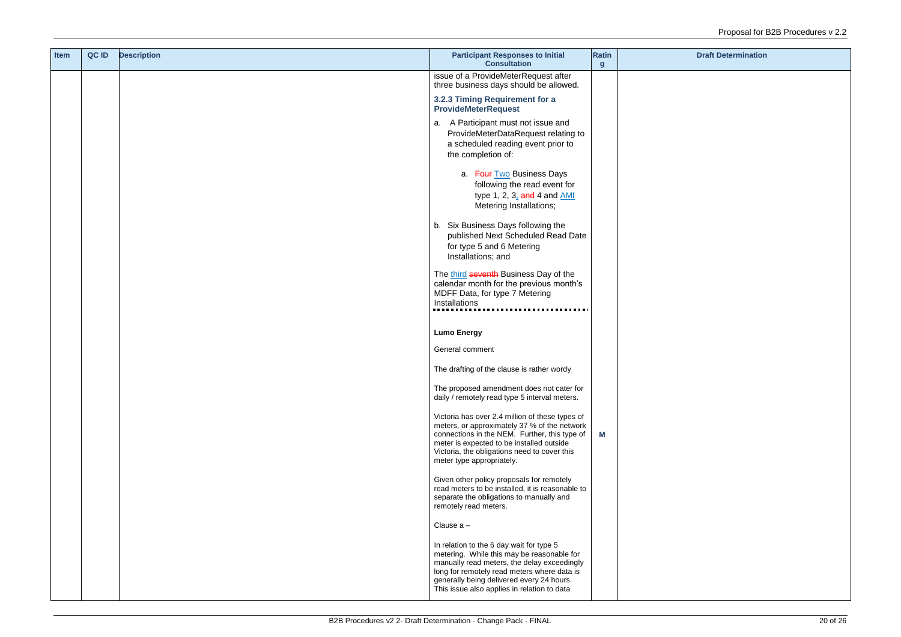| Item | QC ID | Description | Participant Responses to Initial Consultation | Rating | Draft Determination |
|---|---|---|---|---|---|
| | | | issue of a ProvideMeterRequest after three business days should be allowed.<br><br>**3.2.3 Timing Requirement for a ProvideMeterRequest**<br><br>a. A Participant must not issue and ProvideMeterDataRequest relating to a scheduled reading event prior to the completion of:<br><br>a. ~~Four~~ Two Business Days following the read event for type 1, 2, 3, ~~and~~ 4 and AMI Metering Installations;<br><br>b. Six Business Days following the published Next Scheduled Read Date for type 5 and 6 Metering Installations; and<br><br>The third ~~seventh~~ Business Day of the calendar month for the previous month's MDFF Data, for type 7 Metering Installations<br><br>**Lumo Energy**<br><br>General comment<br><br>The drafting of the clause is rather wordy<br><br>The proposed amendment does not cater for daily / remotely read type 5 interval meters.<br><br>Victoria has over 2.4 million of these types of meters, or approximately 37 % of the network connections in the NEM. Further, this type of meter is expected to be installed outside Victoria, the obligations need to cover this meter type appropriately.<br><br>Given other policy proposals for remotely read meters to be installed, it is reasonable to separate the obligations to manually and remotely read meters.<br><br>Clause a –<br><br>In relation to the 6 day wait for type 5 metering. While this may be reasonable for manually read meters, the delay exceedingly long for remotely read meters where data is generally being delivered every 24 hours. This issue also applies in relation to data | M | |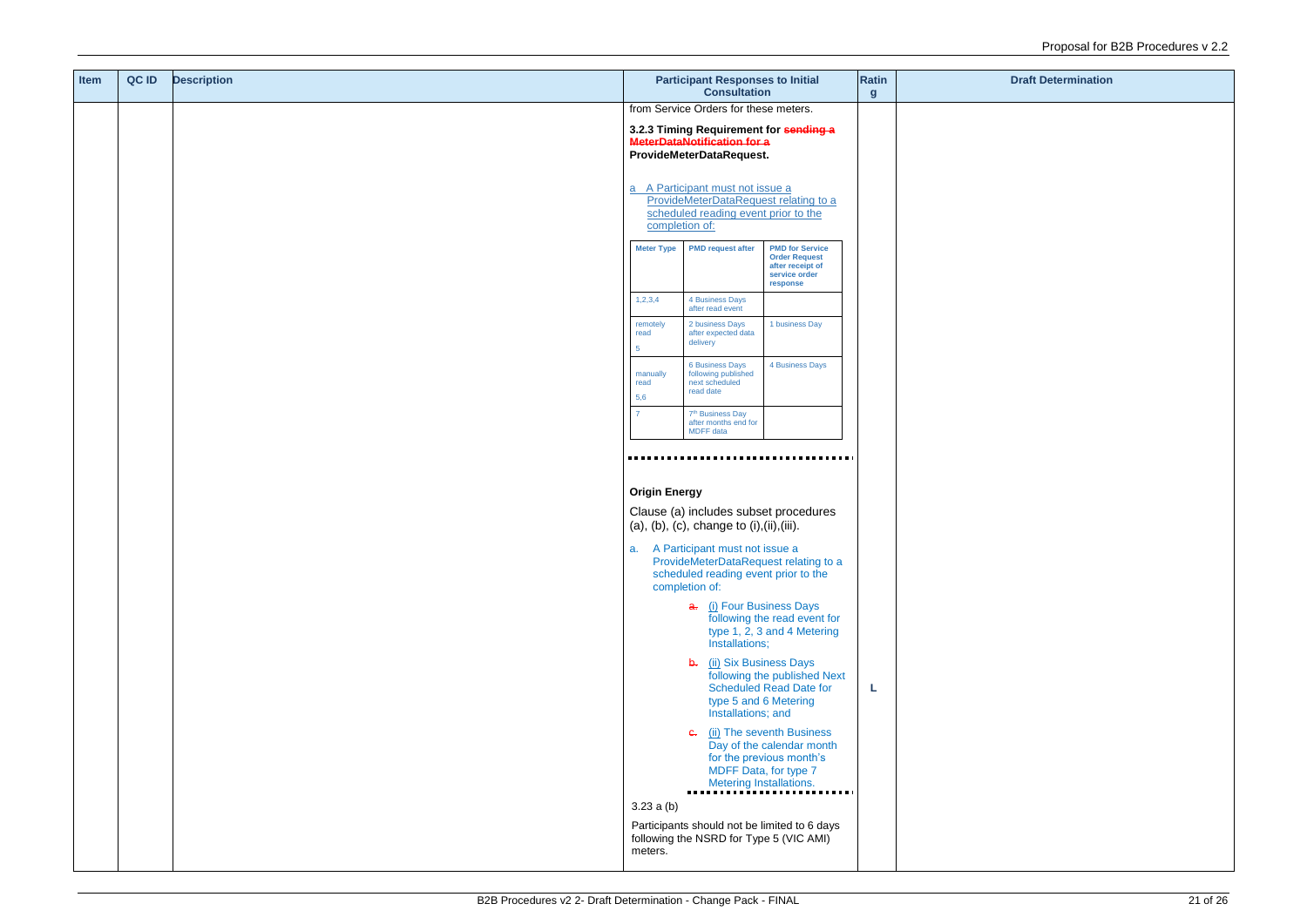| Item | QC ID | Description | Participant Responses to Initial Consultation | Rating | Draft Determination |
|---|---|---|---|---|---|
| | | | from Service Orders for these meters.<br><br>**3.2.3 Timing Requirement for ~~sending a MeterDataNotification for a~~ ProvideMeterDataRequest.**<br><br>a A Participant must not issue a ProvideMeterDataRequest relating to a scheduled reading event prior to the completion of:<br><br>Meter Type / PMD request after / PMD for Service Order Request after receipt of service order response:<br>1,2,3,4 / 4 Business Days after read event /<br>remotely read 5 / 2 business Days after expected data delivery / 1 business Day<br>manually read 5,6 / 6 Business Days following published next scheduled read date / 4 Business Days<br>7 / 7th Business Day after months end for MDFF data /<br><br>**Origin Energy**<br><br>Clause (a) includes subset procedures (a), (b), (c), change to (i),(ii),(iii).<br><br>a. A Participant must not issue a ProvideMeterDataRequest relating to a scheduled reading event prior to the completion of:<br><br>~~a.~~ (i) Four Business Days following the read event for type 1, 2, 3 and 4 Metering Installations;<br><br>~~b.~~ (ii) Six Business Days following the published Next Scheduled Read Date for type 5 and 6 Metering Installations; and<br><br>~~c.~~ (ii) The seventh Business Day of the calendar month for the previous month's MDFF Data, for type 7 Metering Installations.<br><br>3.23 a (b)<br><br>Participants should not be limited to 6 days following the NSRD for Type 5 (VIC AMI) meters. | L | |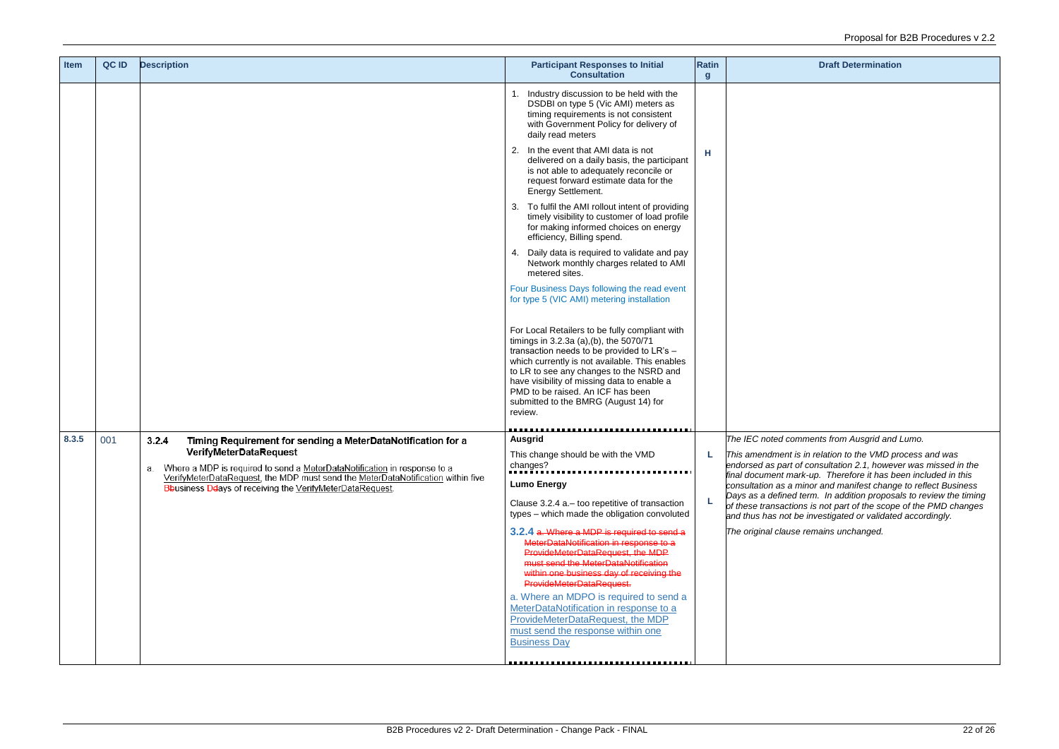| Item | QC ID | Description | Participant Responses to Initial Consultation | Rating | Draft Determination |
|---|---|---|---|---|---|
| | | | 1. Industry discussion to be held with the DSDBI on type 5 (Vic AMI) meters as timing requirements is not consistent with Government Policy for delivery of daily read meters<br>2. In the event that AMI data is not delivered on a daily basis, the participant is not able to adequately reconcile or request forward estimate data for the Energy Settlement.<br>3. To fulfil the AMI rollout intent of providing timely visibility to customer of load profile for making informed choices on energy efficiency, Billing spend.<br>4. Daily data is required to validate and pay Network monthly charges related to AMI metered sites.<br><br>Four Business Days following the read event for type 5 (VIC AMI) metering installation<br><br>For Local Retailers to be fully compliant with timings in 3.2.3a (a),(b), the 5070/71 transaction needs to be provided to LR's – which currently is not available. This enables to LR to see any changes to the NSRD and have visibility of missing data to enable a PMD to be raised. An ICF has been submitted to the BMRG (August 14) for review. | H | |
| 8.3.5 | 001 | **3.2.4 Timing Requirement for sending a MeterDataNotification for a VerifyMeterDataRequest**<br><br>a. Where a MDP is required to send a MeterDataNotification in response to a VerifyMeterDataRequest, the MDP must send the MeterDataNotification within five ~~b~~Business ~~d~~Days of receiving the VerifyMeterDataRequest. | **Ausgrid**<br><br>This change should be with the VMD changes? | L | *The IEC noted comments from Ausgrid and Lumo.*<br><br>*This amendment is in relation to the VMD process and was endorsed as part of consultation 2.1, however was missed in the final document mark-up. Therefore it has been included in this consultation as a minor and manifest change to reflect Business Days as a defined term. In addition proposals to review the timing of these transactions is not part of the scope of the PMD changes and thus has not be investigated or validated accordingly.*<br><br>*The original clause remains unchanged.* |
| | | | **Lumo Energy**<br><br>Clause 3.2.4 a.– too repetitive of transaction types – which made the obligation convoluted<br><br>3.2.4 ~~a. Where a MDP is required to send a MeterDataNotification in response to a ProvideMeterDataRequest, the MDP must send the MeterDataNotification within one business day of receiving the ProvideMeterDataRequest.~~<br><br>a. Where an MDPO is required to send a MeterDataNotification in response to a ProvideMeterDataRequest, the MDP must send the response within one Business Day | L | |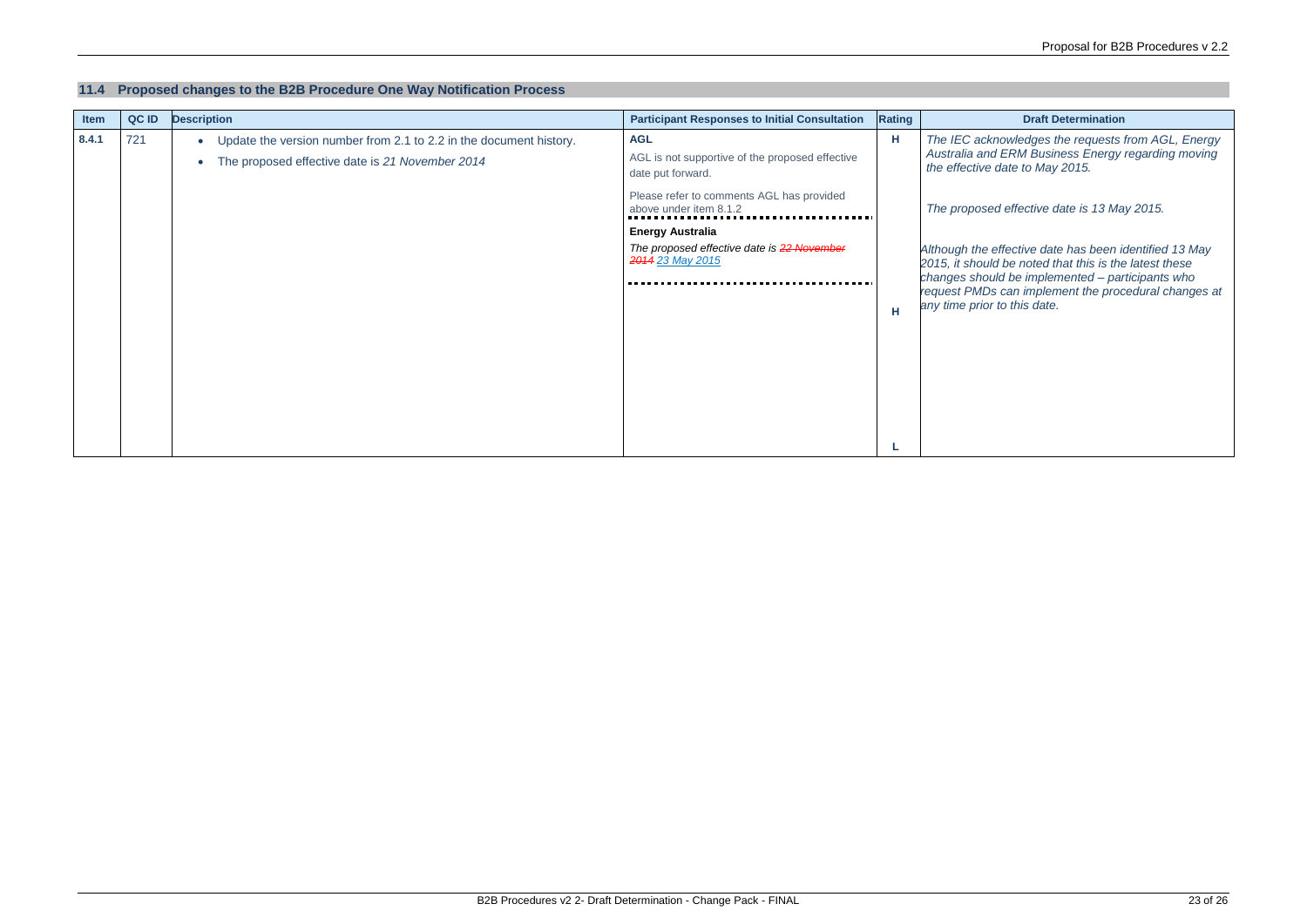## 11.4 Proposed changes to the B2B Procedure One Way Notification Process

| Item | QC ID | Description | Participant Responses to Initial Consultation | Rating | Draft Determination |
|---|---|---|---|---|---|
| 8.4.1 | 721 | • Update the version number from 2.1 to 2.2 in the document history.<br>• The proposed effective date is *21 November 2014* | **AGL**<br>AGL is not supportive of the proposed effective date put forward.<br>Please refer to comments AGL has provided above under item 8.1.2 | H | *The IEC acknowledges the requests from AGL, Energy Australia and ERM Business Energy regarding moving the effective date to May 2015.*<br>*The proposed effective date is 13 May 2015.*<br>*Although the effective date has been identified 13 May 2015, it should be noted that this is the latest these changes should be implemented – participants who request PMDs can implement the procedural changes at any time prior to this date.* |
| | | | **Energy Australia**<br>*The proposed effective date is ~~22 November 2014~~ 23 May 2015* | H | |
| | | | | L | |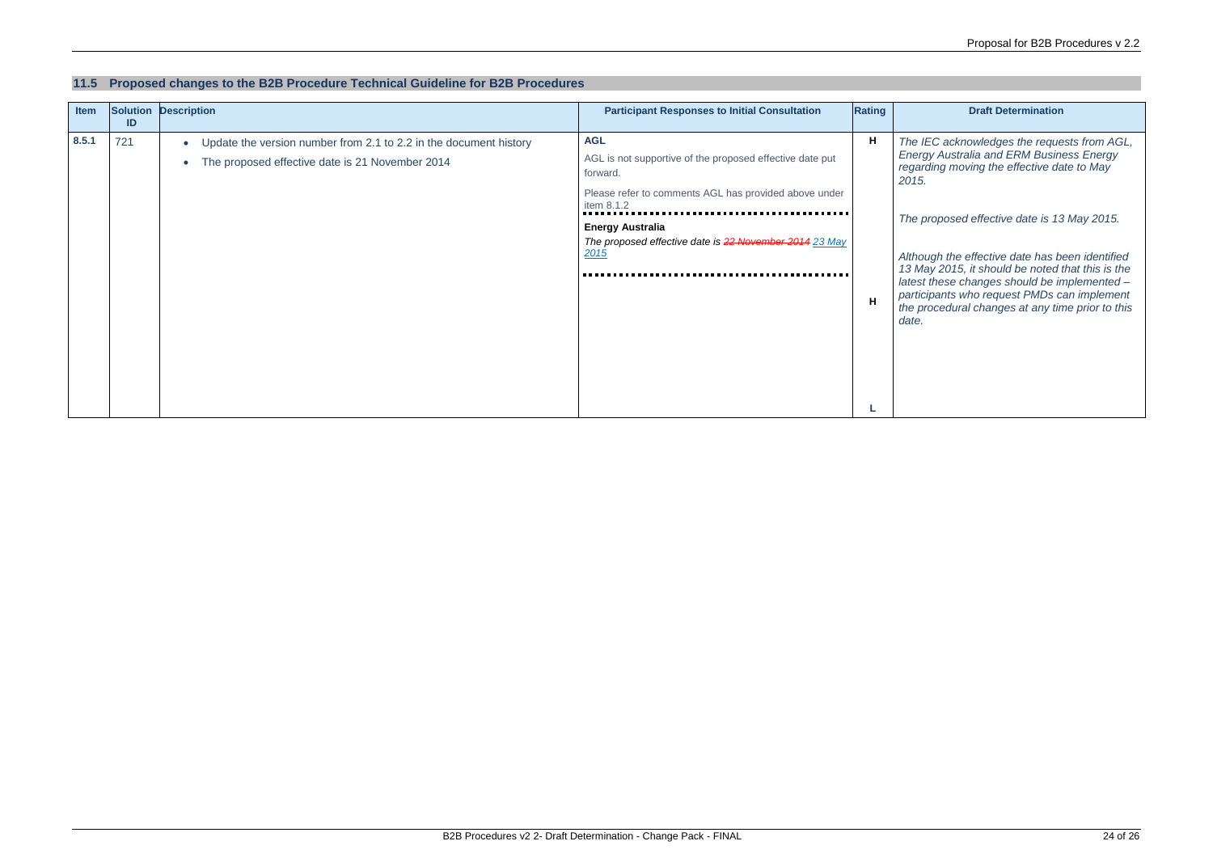## 11.5 Proposed changes to the B2B Procedure Technical Guideline for B2B Procedures

| Item | Solution ID | Description | Participant Responses to Initial Consultation | Rating | Draft Determination |
|---|---|---|---|---|---|
| 8.5.1 | 721 | • Update the version number from 2.1 to 2.2 in the document history<br>• The proposed effective date is 21 November 2014 | **AGL**<br>AGL is not supportive of the proposed effective date put forward.<br>Please refer to comments AGL has provided above under item 8.1.2<br>**Energy Australia**<br>*The proposed effective date is ~~22 November 2014~~ 23 May 2015* | H<br>H<br>L | *The IEC acknowledges the requests from AGL, Energy Australia and ERM Business Energy regarding moving the effective date to May 2015.*<br>*The proposed effective date is 13 May 2015.*<br>*Although the effective date has been identified 13 May 2015, it should be noted that this is the latest these changes should be implemented – participants who request PMDs can implement the procedural changes at any time prior to this date.* |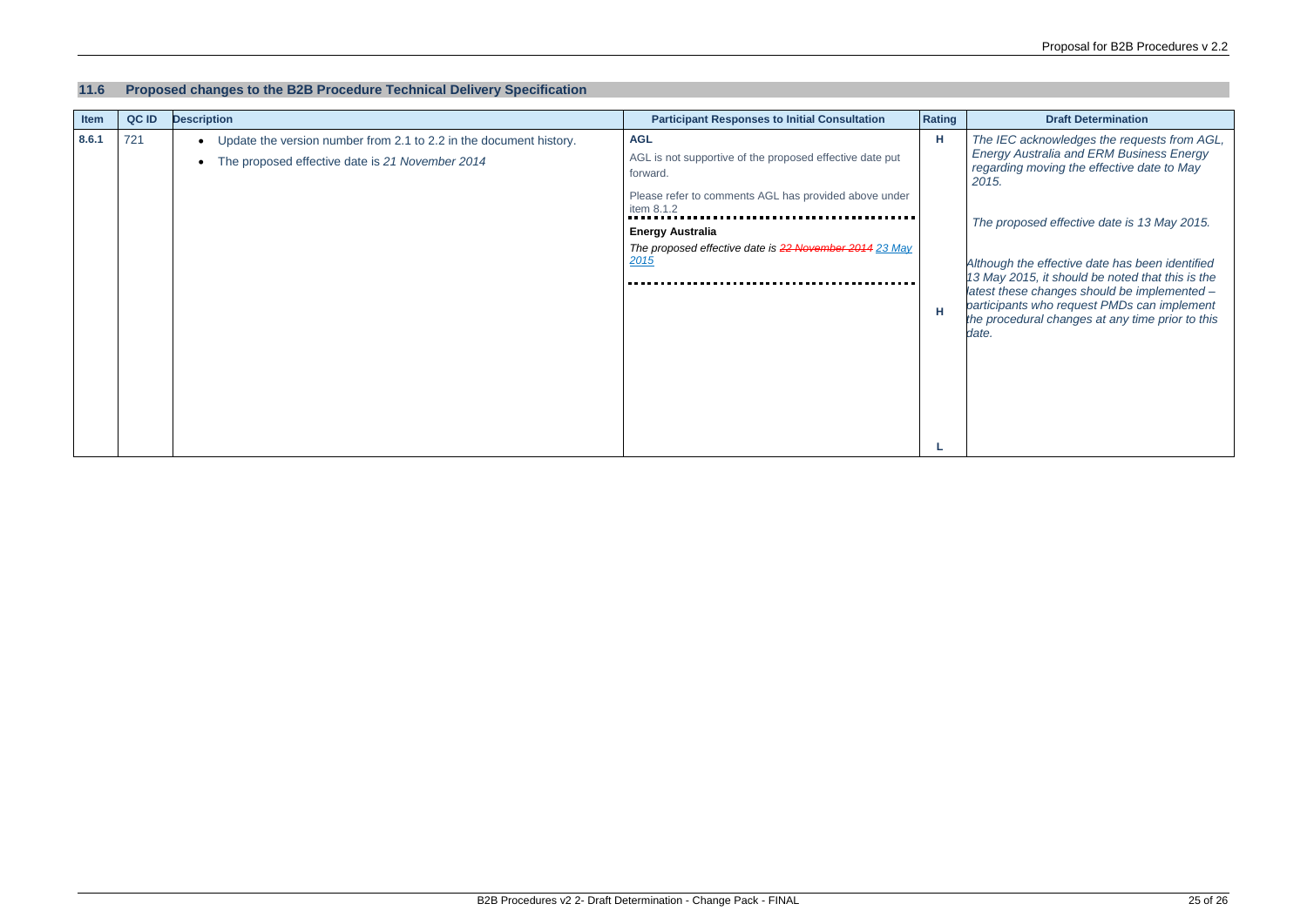## 11.6 Proposed changes to the B2B Procedure Technical Delivery Specification

| Item | QC ID | Description | Participant Responses to Initial Consultation | Rating | Draft Determination |
|---|---|---|---|---|---|
| 8.6.1 | 721 | • Update the version number from 2.1 to 2.2 in the document history.<br>• The proposed effective date is *21 November 2014* | **AGL**<br>AGL is not supportive of the proposed effective date put forward.<br>Please refer to comments AGL has provided above under item 8.1.2<br>**Energy Australia**<br>*The proposed effective date is ~~22 November 2014~~ 23 May 2015* | H<br>H<br>L | *The IEC acknowledges the requests from AGL, Energy Australia and ERM Business Energy regarding moving the effective date to May 2015.*<br>*The proposed effective date is 13 May 2015.*<br>*Although the effective date has been identified 13 May 2015, it should be noted that this is the latest these changes should be implemented – participants who request PMDs can implement the procedural changes at any time prior to this date.* |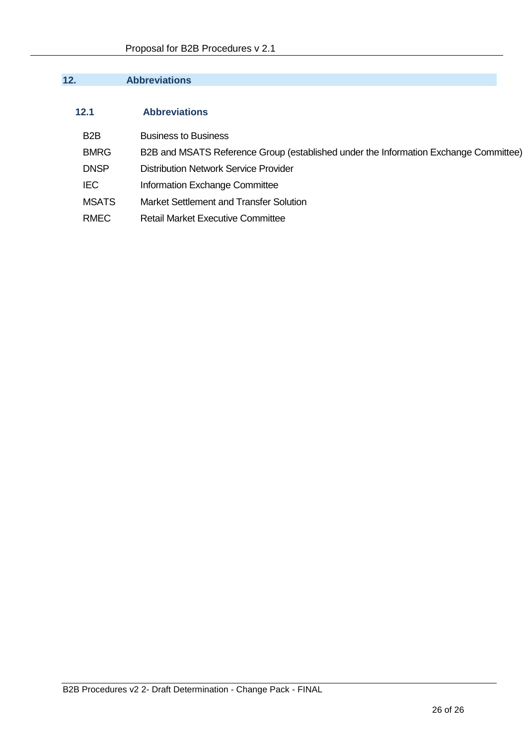## 12. Abbreviations

### 12.1 Abbreviations

| | |
|---|---|
| B2B | Business to Business |
| BMRG | B2B and MSATS Reference Group (established under the Information Exchange Committee) |
| DNSP | Distribution Network Service Provider |
| IEC | Information Exchange Committee |
| MSATS | Market Settlement and Transfer Solution |
| RMEC | Retail Market Executive Committee |